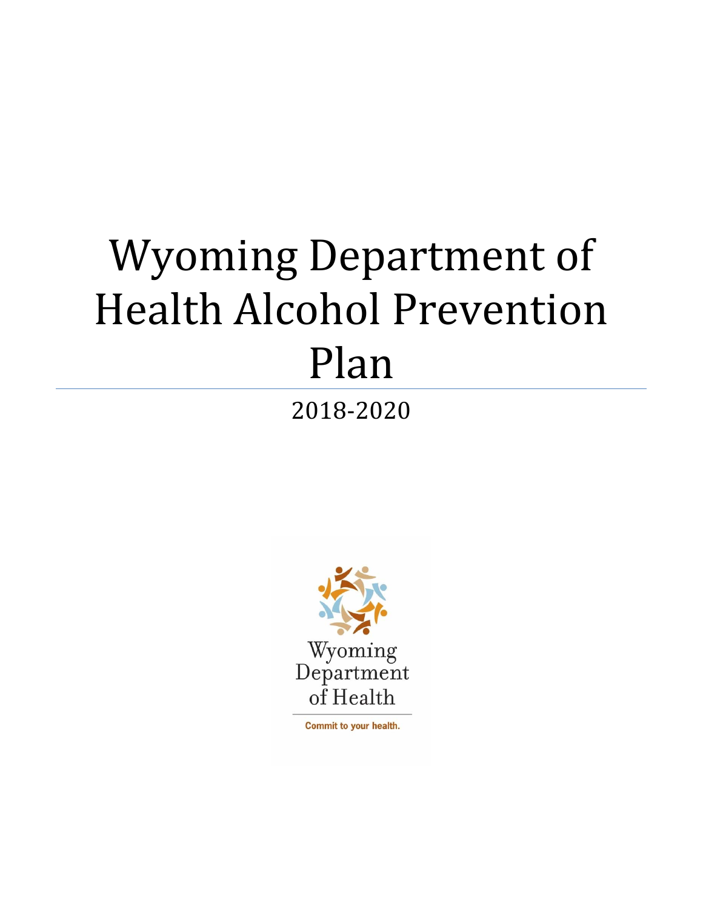# Wyoming Department of Health Alcohol Prevention Plan

2018-2020

Wyoming Department of Health

Commit to your health.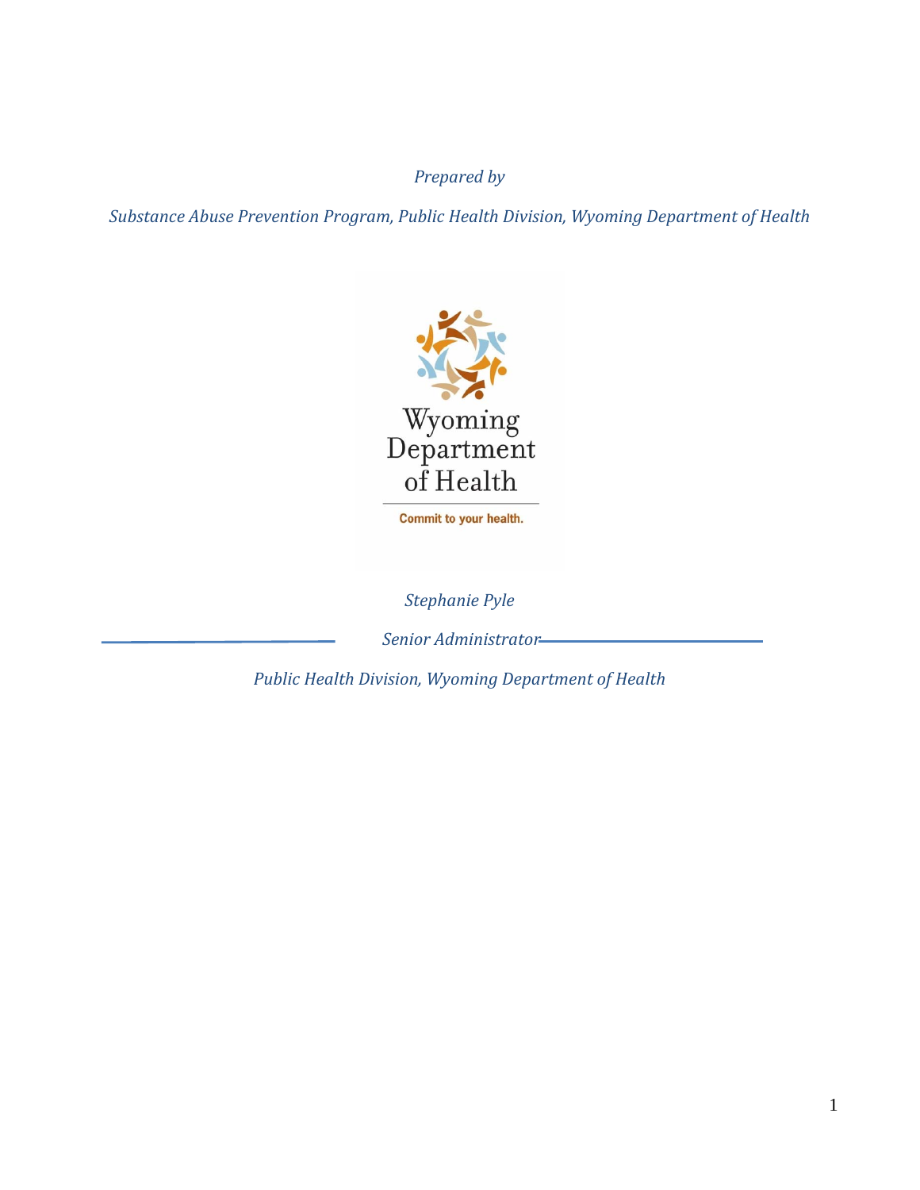*Prepared by*

*Substance Abuse Prevention Program, Public Health Division, Wyoming Department of Health*

Wyoming Department of Health

Commit to your health.

*Stephanie Pyle*

*Senior Administrator*

*Public Health Division, Wyoming Department of Health*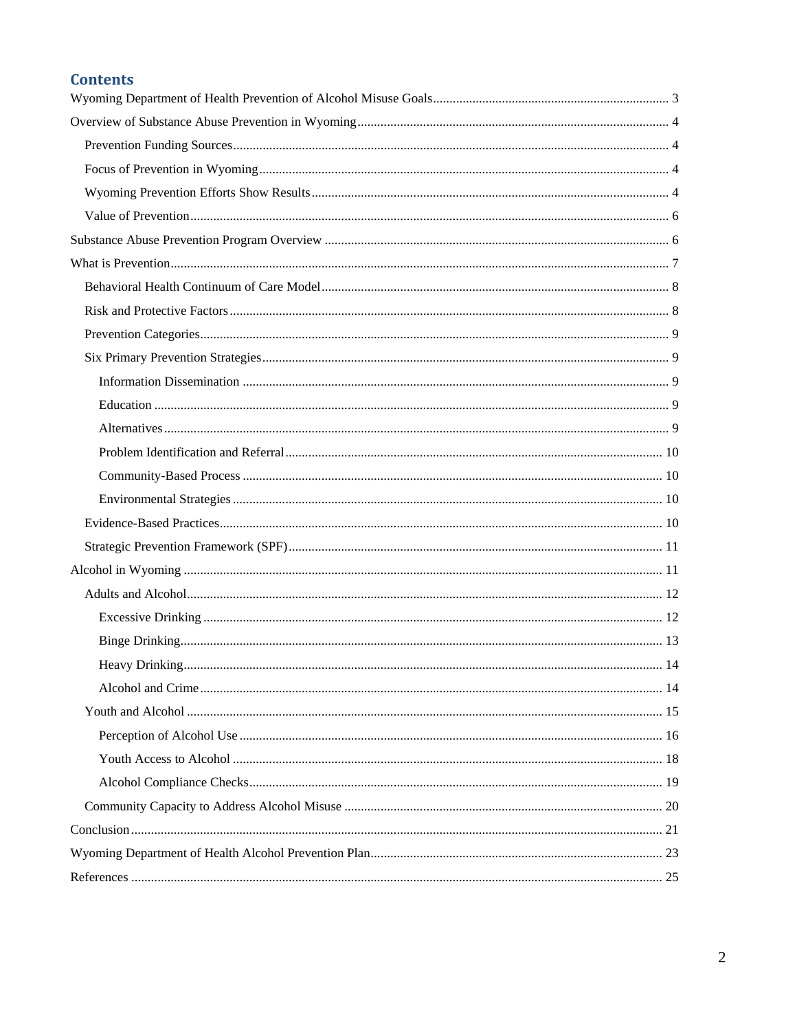## Contents

- Wyoming Department of Health Prevention of Alcohol Misuse Goals ........ 3
- Overview of Substance Abuse Prevention in Wyoming ........ 4
  - Prevention Funding Sources ........ 4
  - Focus of Prevention in Wyoming ........ 4
  - Wyoming Prevention Efforts Show Results ........ 4
  - Value of Prevention ........ 6
- Substance Abuse Prevention Program Overview ........ 6
- What is Prevention ........ 7
  - Behavioral Health Continuum of Care Model ........ 8
  - Risk and Protective Factors ........ 8
  - Prevention Categories ........ 9
  - Six Primary Prevention Strategies ........ 9
    - Information Dissemination ........ 9
    - Education ........ 9
    - Alternatives ........ 9
    - Problem Identification and Referral ........ 10
    - Community-Based Process ........ 10
    - Environmental Strategies ........ 10
  - Evidence-Based Practices ........ 10
  - Strategic Prevention Framework (SPF) ........ 11
- Alcohol in Wyoming ........ 11
  - Adults and Alcohol ........ 12
    - Excessive Drinking ........ 12
    - Binge Drinking ........ 13
    - Heavy Drinking ........ 14
    - Alcohol and Crime ........ 14
  - Youth and Alcohol ........ 15
    - Perception of Alcohol Use ........ 16
    - Youth Access to Alcohol ........ 18
    - Alcohol Compliance Checks ........ 19
  - Community Capacity to Address Alcohol Misuse ........ 20
- Conclusion ........ 21
- Wyoming Department of Health Alcohol Prevention Plan ........ 23
- References ........ 25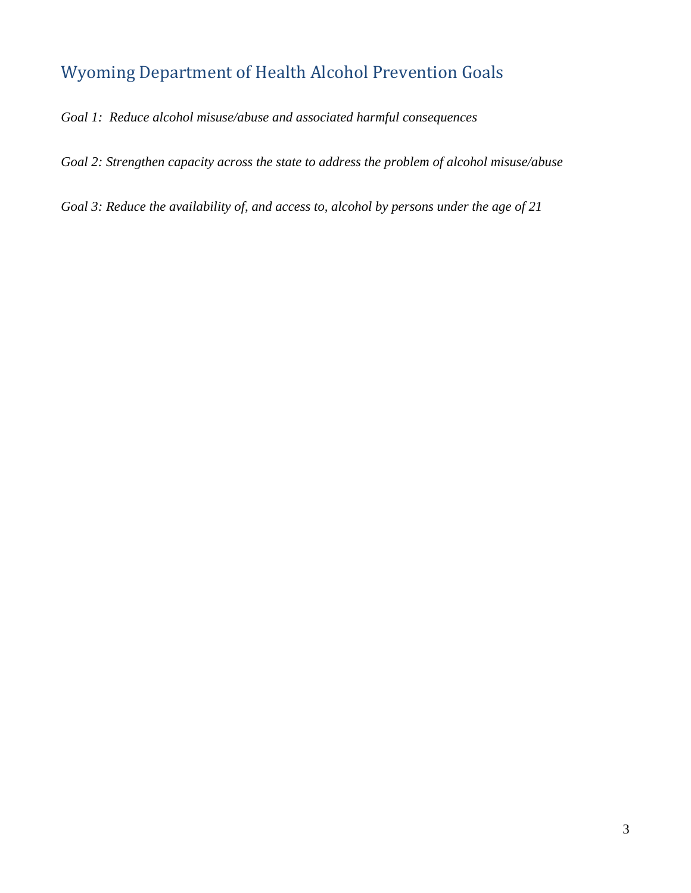## Wyoming Department of Health Alcohol Prevention Goals

*Goal 1: Reduce alcohol misuse/abuse and associated harmful consequences*

*Goal 2: Strengthen capacity across the state to address the problem of alcohol misuse/abuse*

*Goal 3: Reduce the availability of, and access to, alcohol by persons under the age of 21*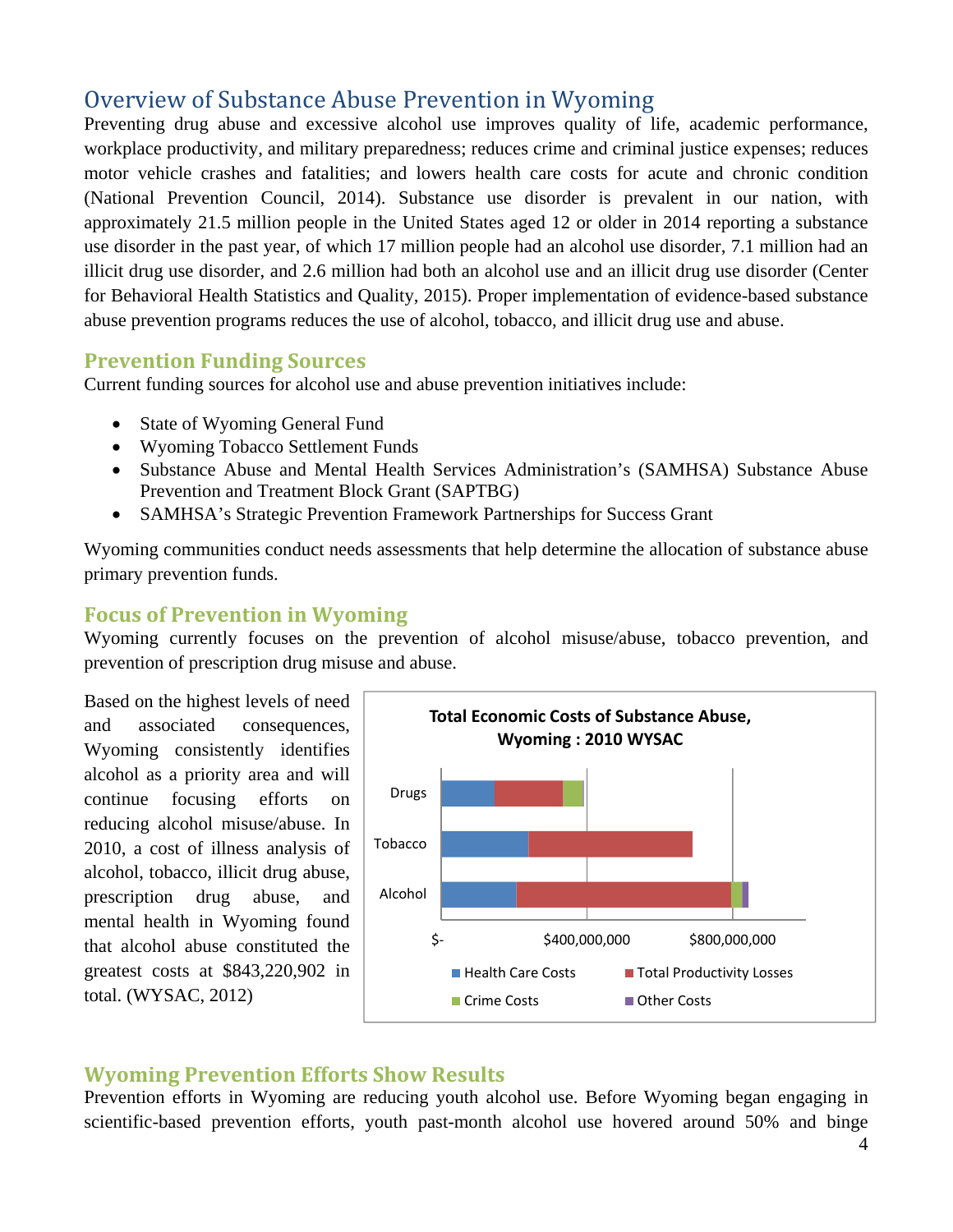# Overview of Substance Abuse Prevention in Wyoming

Preventing drug abuse and excessive alcohol use improves quality of life, academic performance, workplace productivity, and military preparedness; reduces crime and criminal justice expenses; reduces motor vehicle crashes and fatalities; and lowers health care costs for acute and chronic condition (National Prevention Council, 2014). Substance use disorder is prevalent in our nation, with approximately 21.5 million people in the United States aged 12 or older in 2014 reporting a substance use disorder in the past year, of which 17 million people had an alcohol use disorder, 7.1 million had an illicit drug use disorder, and 2.6 million had both an alcohol use and an illicit drug use disorder (Center for Behavioral Health Statistics and Quality, 2015). Proper implementation of evidence-based substance abuse prevention programs reduces the use of alcohol, tobacco, and illicit drug use and abuse.

## Prevention Funding Sources

Current funding sources for alcohol use and abuse prevention initiatives include:

- State of Wyoming General Fund
- Wyoming Tobacco Settlement Funds
- Substance Abuse and Mental Health Services Administration's (SAMHSA) Substance Abuse Prevention and Treatment Block Grant (SAPTBG)
- SAMHSA's Strategic Prevention Framework Partnerships for Success Grant

Wyoming communities conduct needs assessments that help determine the allocation of substance abuse primary prevention funds.

## Focus of Prevention in Wyoming

Wyoming currently focuses on the prevention of alcohol misuse/abuse, tobacco prevention, and prevention of prescription drug misuse and abuse.

Based on the highest levels of need and associated consequences, Wyoming consistently identifies alcohol as a priority area and will continue focusing efforts on reducing alcohol misuse/abuse. In 2010, a cost of illness analysis of alcohol, tobacco, illicit drug abuse, prescription drug abuse, and mental health in Wyoming found that alcohol abuse constituted the greatest costs at $843,220,902 in total. (WYSAC, 2012)

**Total Economic Costs of Substance Abuse, Wyoming : 2010 WYSAC**

(Stacked bar chart: Drugs, Tobacco, Alcohol; axis $-, $400,000,000, $800,000,000; legend: Health Care Costs, Total Productivity Losses, Crime Costs, Other Costs)

## Wyoming Prevention Efforts Show Results

Prevention efforts in Wyoming are reducing youth alcohol use. Before Wyoming began engaging in scientific-based prevention efforts, youth past-month alcohol use hovered around 50% and binge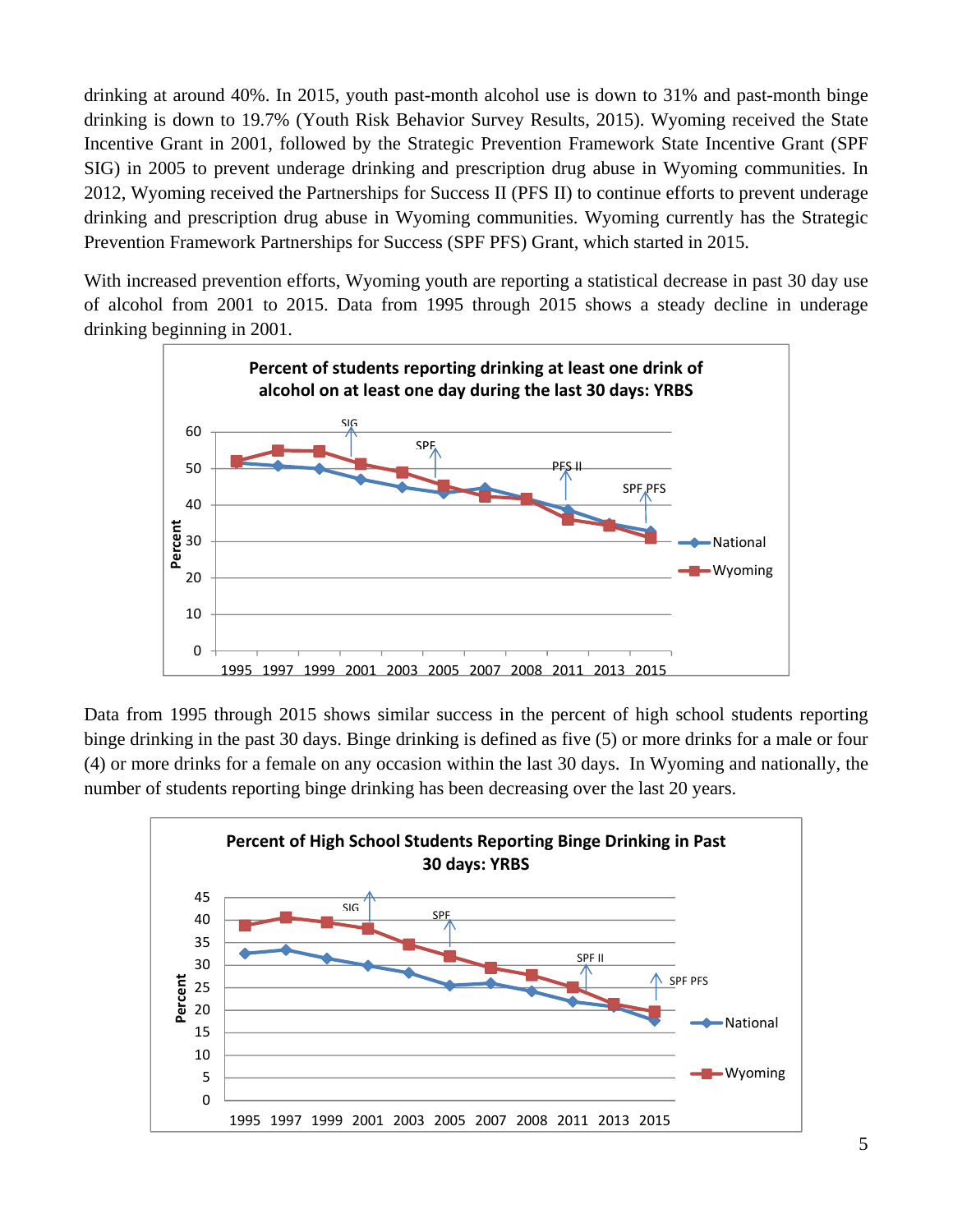drinking at around 40%. In 2015, youth past-month alcohol use is down to 31% and past-month binge drinking is down to 19.7% (Youth Risk Behavior Survey Results, 2015). Wyoming received the State Incentive Grant in 2001, followed by the Strategic Prevention Framework State Incentive Grant (SPF SIG) in 2005 to prevent underage drinking and prescription drug abuse in Wyoming communities. In 2012, Wyoming received the Partnerships for Success II (PFS II) to continue efforts to prevent underage drinking and prescription drug abuse in Wyoming communities. Wyoming currently has the Strategic Prevention Framework Partnerships for Success (SPF PFS) Grant, which started in 2015.

With increased prevention efforts, Wyoming youth are reporting a statistical decrease in past 30 day use of alcohol from 2001 to 2015. Data from 1995 through 2015 shows a steady decline in underage drinking beginning in 2001.

**Percent of students reporting drinking at least one drink of alcohol on at least one day during the last 30 days: YRBS**

Data from 1995 through 2015 shows similar success in the percent of high school students reporting binge drinking in the past 30 days. Binge drinking is defined as five (5) or more drinks for a male or four (4) or more drinks for a female on any occasion within the last 30 days. In Wyoming and nationally, the number of students reporting binge drinking has been decreasing over the last 20 years.

**Percent of High School Students Reporting Binge Drinking in Past 30 days: YRBS**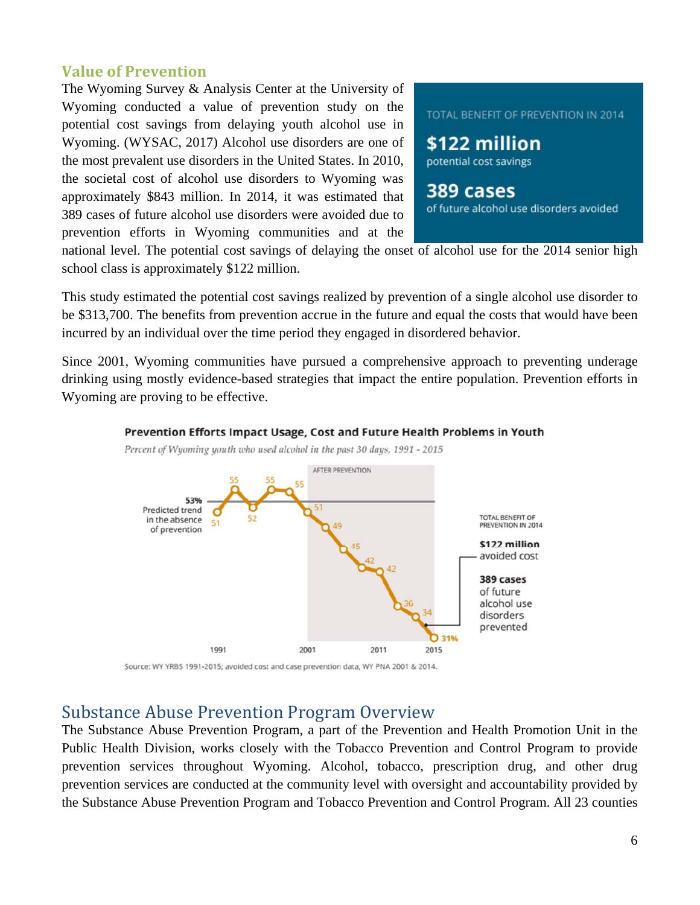## Value of Prevention

The Wyoming Survey & Analysis Center at the University of Wyoming conducted a value of prevention study on the potential cost savings from delaying youth alcohol use in Wyoming. (WYSAC, 2017) Alcohol use disorders are one of the most prevalent use disorders in the United States. In 2010, the societal cost of alcohol use disorders to Wyoming was approximately $843 million. In 2014, it was estimated that 389 cases of future alcohol use disorders were avoided due to prevention efforts in Wyoming communities and at the national level. The potential cost savings of delaying the onset of alcohol use for the 2014 senior high school class is approximately $122 million.

TOTAL BENEFIT OF PREVENTION IN 2014

**$122 million**
potential cost savings

**389 cases**
of future alcohol use disorders avoided

This study estimated the potential cost savings realized by prevention of a single alcohol use disorder to be $313,700. The benefits from prevention accrue in the future and equal the costs that would have been incurred by an individual over the time period they engaged in disordered behavior.

Since 2001, Wyoming communities have pursued a comprehensive approach to preventing underage drinking using mostly evidence-based strategies that impact the entire population. Prevention efforts in Wyoming are proving to be effective.

**Prevention Efforts Impact Usage, Cost and Future Health Problems in Youth**

*Percent of Wyoming youth who used alcohol in the past 30 days, 1991 - 2015*

| Year | 1991 | | | | | 2001 | | | | | | | 2015 |
|---|---|---|---|---|---|---|---|---|---|---|---|---|---|
| Percent | 51 | 55 | 52 | 55 | 55 | 51 | 49 | 45 | 42 | 42 | 36 | 34 | 31% |

53% Predicted trend in the absence of prevention

AFTER PREVENTION (2001–2015)

TOTAL BENEFIT OF PREVENTION IN 2014: **$122 million** avoided cost; **389 cases** of future alcohol use disorders prevented

Source: WY YRBS 1991-2015; avoided cost and case prevention data, WY PNA 2001 & 2014.

## Substance Abuse Prevention Program Overview

The Substance Abuse Prevention Program, a part of the Prevention and Health Promotion Unit in the Public Health Division, works closely with the Tobacco Prevention and Control Program to provide prevention services throughout Wyoming. Alcohol, tobacco, prescription drug, and other drug prevention services are conducted at the community level with oversight and accountability provided by the Substance Abuse Prevention Program and Tobacco Prevention and Control Program. All 23 counties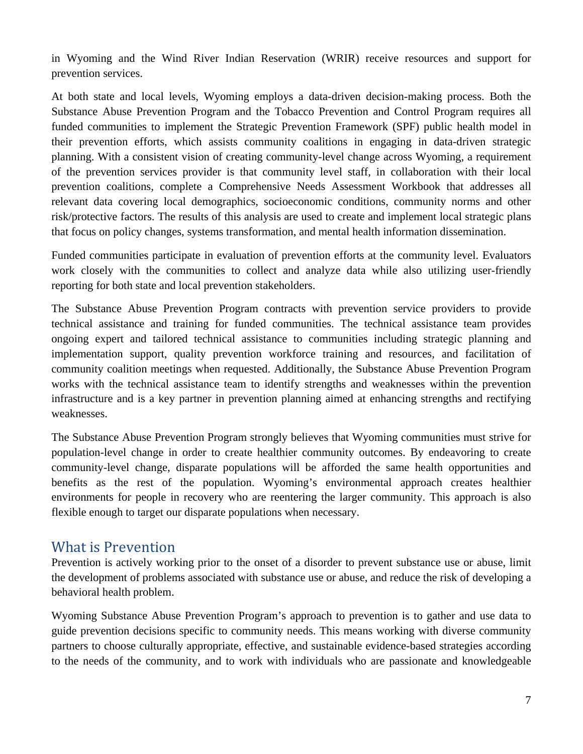in Wyoming and the Wind River Indian Reservation (WRIR) receive resources and support for prevention services.

At both state and local levels, Wyoming employs a data-driven decision-making process. Both the Substance Abuse Prevention Program and the Tobacco Prevention and Control Program requires all funded communities to implement the Strategic Prevention Framework (SPF) public health model in their prevention efforts, which assists community coalitions in engaging in data-driven strategic planning. With a consistent vision of creating community-level change across Wyoming, a requirement of the prevention services provider is that community level staff, in collaboration with their local prevention coalitions, complete a Comprehensive Needs Assessment Workbook that addresses all relevant data covering local demographics, socioeconomic conditions, community norms and other risk/protective factors. The results of this analysis are used to create and implement local strategic plans that focus on policy changes, systems transformation, and mental health information dissemination.

Funded communities participate in evaluation of prevention efforts at the community level. Evaluators work closely with the communities to collect and analyze data while also utilizing user-friendly reporting for both state and local prevention stakeholders.

The Substance Abuse Prevention Program contracts with prevention service providers to provide technical assistance and training for funded communities. The technical assistance team provides ongoing expert and tailored technical assistance to communities including strategic planning and implementation support, quality prevention workforce training and resources, and facilitation of community coalition meetings when requested. Additionally, the Substance Abuse Prevention Program works with the technical assistance team to identify strengths and weaknesses within the prevention infrastructure and is a key partner in prevention planning aimed at enhancing strengths and rectifying weaknesses.

The Substance Abuse Prevention Program strongly believes that Wyoming communities must strive for population-level change in order to create healthier community outcomes. By endeavoring to create community-level change, disparate populations will be afforded the same health opportunities and benefits as the rest of the population. Wyoming's environmental approach creates healthier environments for people in recovery who are reentering the larger community. This approach is also flexible enough to target our disparate populations when necessary.

## What is Prevention

Prevention is actively working prior to the onset of a disorder to prevent substance use or abuse, limit the development of problems associated with substance use or abuse, and reduce the risk of developing a behavioral health problem.

Wyoming Substance Abuse Prevention Program's approach to prevention is to gather and use data to guide prevention decisions specific to community needs. This means working with diverse community partners to choose culturally appropriate, effective, and sustainable evidence-based strategies according to the needs of the community, and to work with individuals who are passionate and knowledgeable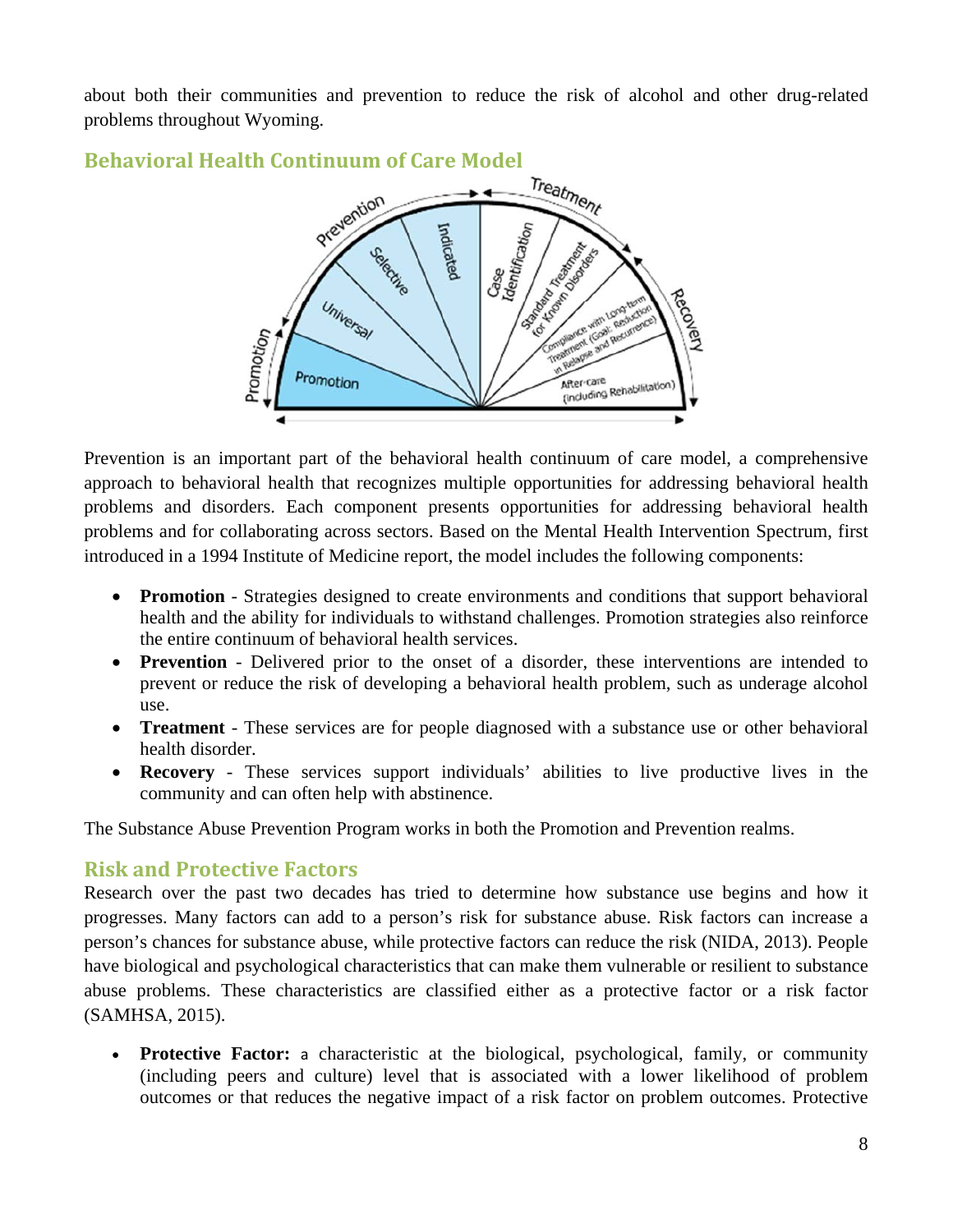about both their communities and prevention to reduce the risk of alcohol and other drug-related problems throughout Wyoming.

## Behavioral Health Continuum of Care Model

Prevention is an important part of the behavioral health continuum of care model, a comprehensive approach to behavioral health that recognizes multiple opportunities for addressing behavioral health problems and disorders. Each component presents opportunities for addressing behavioral health problems and for collaborating across sectors. Based on the Mental Health Intervention Spectrum, first introduced in a 1994 Institute of Medicine report, the model includes the following components:

- **Promotion** - Strategies designed to create environments and conditions that support behavioral health and the ability for individuals to withstand challenges. Promotion strategies also reinforce the entire continuum of behavioral health services.
- **Prevention** - Delivered prior to the onset of a disorder, these interventions are intended to prevent or reduce the risk of developing a behavioral health problem, such as underage alcohol use.
- **Treatment** - These services are for people diagnosed with a substance use or other behavioral health disorder.
- **Recovery** - These services support individuals' abilities to live productive lives in the community and can often help with abstinence.

The Substance Abuse Prevention Program works in both the Promotion and Prevention realms.

## Risk and Protective Factors

Research over the past two decades has tried to determine how substance use begins and how it progresses. Many factors can add to a person's risk for substance abuse. Risk factors can increase a person's chances for substance abuse, while protective factors can reduce the risk (NIDA, 2013). People have biological and psychological characteristics that can make them vulnerable or resilient to substance abuse problems. These characteristics are classified either as a protective factor or a risk factor (SAMHSA, 2015).

- **Protective Factor:** a characteristic at the biological, psychological, family, or community (including peers and culture) level that is associated with a lower likelihood of problem outcomes or that reduces the negative impact of a risk factor on problem outcomes. Protective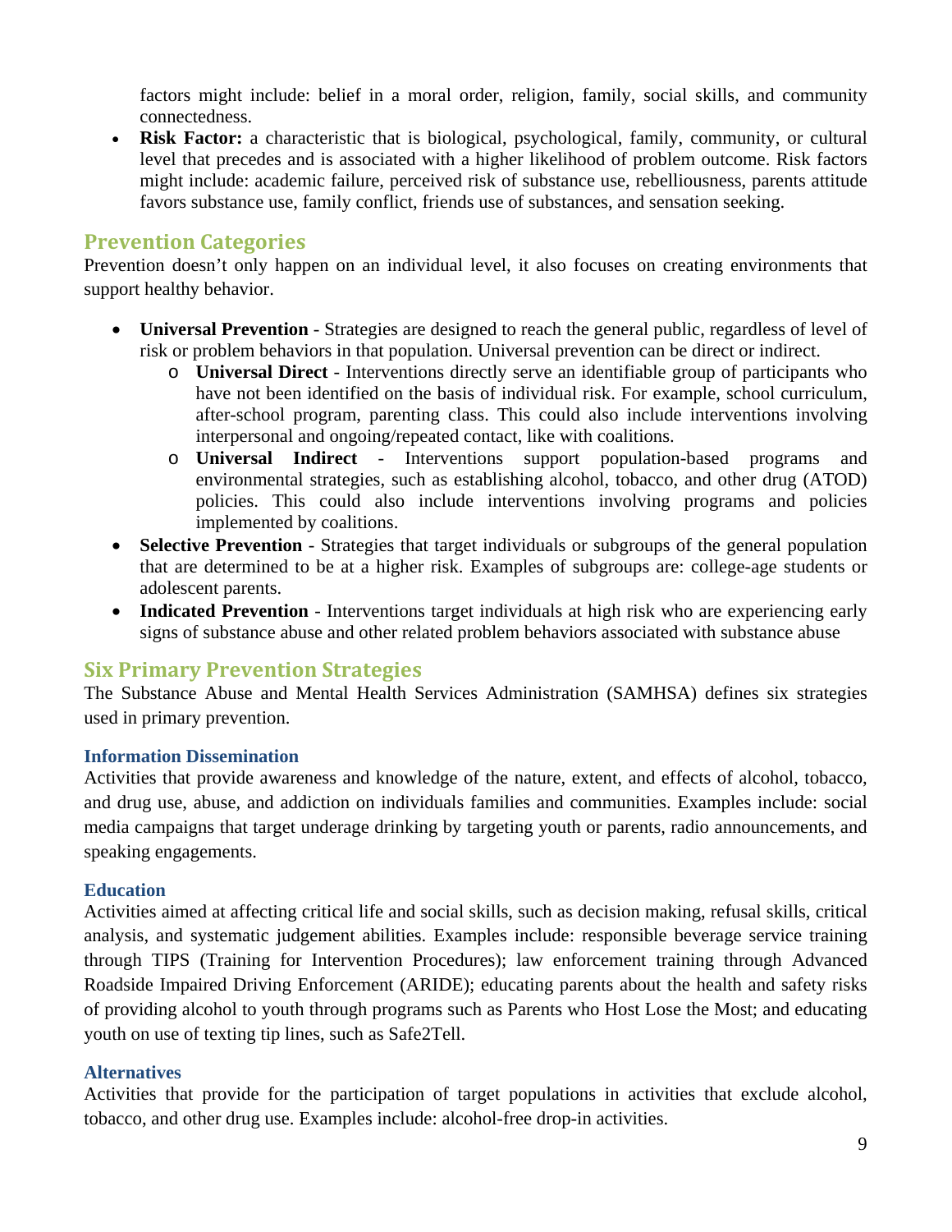factors might include: belief in a moral order, religion, family, social skills, and community connectedness.

- **Risk Factor:** a characteristic that is biological, psychological, family, community, or cultural level that precedes and is associated with a higher likelihood of problem outcome. Risk factors might include: academic failure, perceived risk of substance use, rebelliousness, parents attitude favors substance use, family conflict, friends use of substances, and sensation seeking.

## Prevention Categories

Prevention doesn't only happen on an individual level, it also focuses on creating environments that support healthy behavior.

- **Universal Prevention** - Strategies are designed to reach the general public, regardless of level of risk or problem behaviors in that population. Universal prevention can be direct or indirect.
  - **Universal Direct** - Interventions directly serve an identifiable group of participants who have not been identified on the basis of individual risk. For example, school curriculum, after-school program, parenting class. This could also include interventions involving interpersonal and ongoing/repeated contact, like with coalitions.
  - **Universal Indirect** - Interventions support population-based programs and environmental strategies, such as establishing alcohol, tobacco, and other drug (ATOD) policies. This could also include interventions involving programs and policies implemented by coalitions.
- **Selective Prevention** - Strategies that target individuals or subgroups of the general population that are determined to be at a higher risk. Examples of subgroups are: college-age students or adolescent parents.
- **Indicated Prevention** - Interventions target individuals at high risk who are experiencing early signs of substance abuse and other related problem behaviors associated with substance abuse

## Six Primary Prevention Strategies

The Substance Abuse and Mental Health Services Administration (SAMHSA) defines six strategies used in primary prevention.

### Information Dissemination

Activities that provide awareness and knowledge of the nature, extent, and effects of alcohol, tobacco, and drug use, abuse, and addiction on individuals families and communities. Examples include: social media campaigns that target underage drinking by targeting youth or parents, radio announcements, and speaking engagements.

### Education

Activities aimed at affecting critical life and social skills, such as decision making, refusal skills, critical analysis, and systematic judgement abilities. Examples include: responsible beverage service training through TIPS (Training for Intervention Procedures); law enforcement training through Advanced Roadside Impaired Driving Enforcement (ARIDE); educating parents about the health and safety risks of providing alcohol to youth through programs such as Parents who Host Lose the Most; and educating youth on use of texting tip lines, such as Safe2Tell.

### Alternatives

Activities that provide for the participation of target populations in activities that exclude alcohol, tobacco, and other drug use. Examples include: alcohol-free drop-in activities.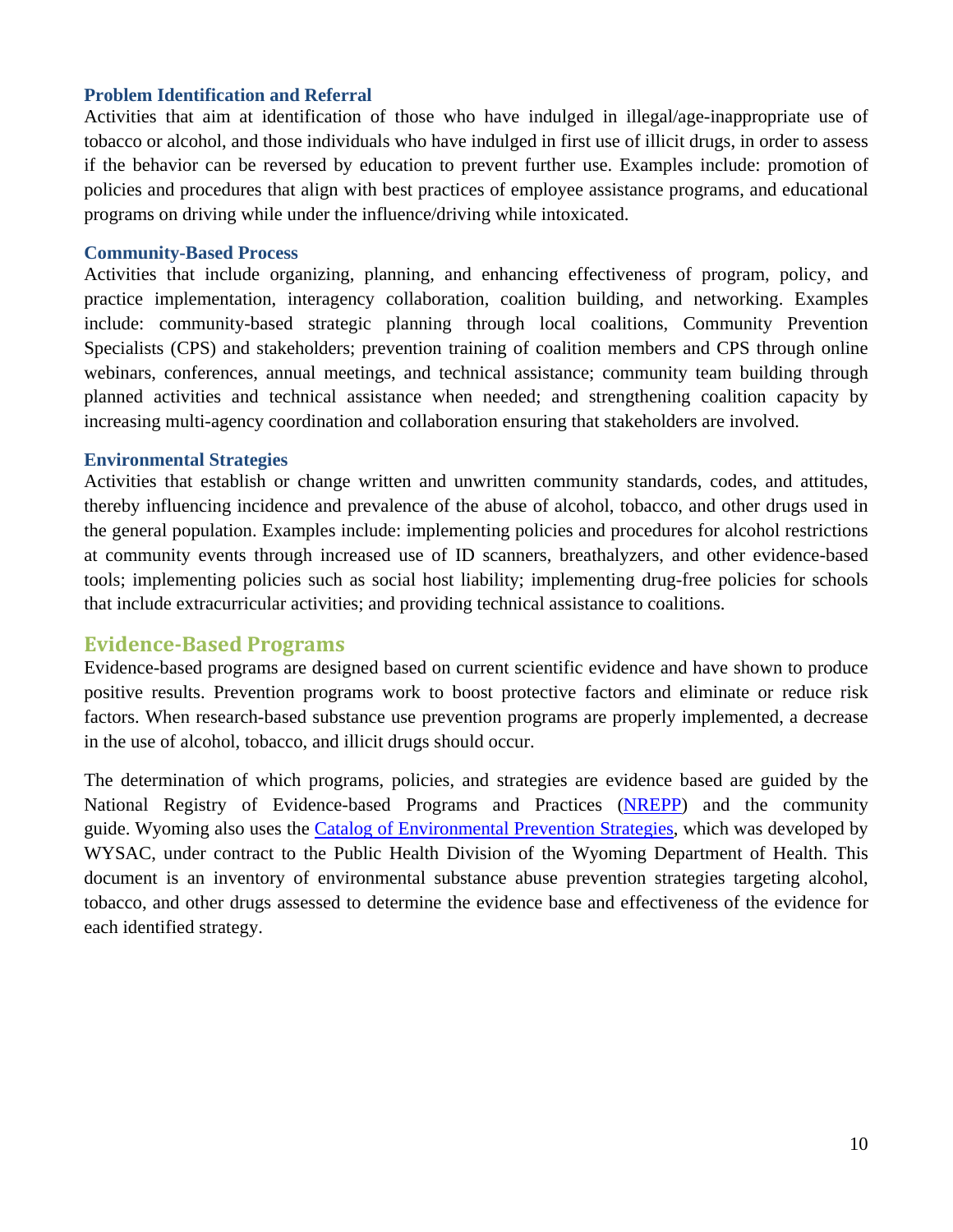### Problem Identification and Referral

Activities that aim at identification of those who have indulged in illegal/age-inappropriate use of tobacco or alcohol, and those individuals who have indulged in first use of illicit drugs, in order to assess if the behavior can be reversed by education to prevent further use. Examples include: promotion of policies and procedures that align with best practices of employee assistance programs, and educational programs on driving while under the influence/driving while intoxicated.

### Community-Based Process

Activities that include organizing, planning, and enhancing effectiveness of program, policy, and practice implementation, interagency collaboration, coalition building, and networking. Examples include: community-based strategic planning through local coalitions, Community Prevention Specialists (CPS) and stakeholders; prevention training of coalition members and CPS through online webinars, conferences, annual meetings, and technical assistance; community team building through planned activities and technical assistance when needed; and strengthening coalition capacity by increasing multi-agency coordination and collaboration ensuring that stakeholders are involved.

### Environmental Strategies

Activities that establish or change written and unwritten community standards, codes, and attitudes, thereby influencing incidence and prevalence of the abuse of alcohol, tobacco, and other drugs used in the general population. Examples include: implementing policies and procedures for alcohol restrictions at community events through increased use of ID scanners, breathalyzers, and other evidence-based tools; implementing policies such as social host liability; implementing drug-free policies for schools that include extracurricular activities; and providing technical assistance to coalitions.

## Evidence-Based Programs

Evidence-based programs are designed based on current scientific evidence and have shown to produce positive results. Prevention programs work to boost protective factors and eliminate or reduce risk factors. When research-based substance use prevention programs are properly implemented, a decrease in the use of alcohol, tobacco, and illicit drugs should occur.

The determination of which programs, policies, and strategies are evidence based are guided by the National Registry of Evidence-based Programs and Practices (NREPP) and the community guide. Wyoming also uses the Catalog of Environmental Prevention Strategies, which was developed by WYSAC, under contract to the Public Health Division of the Wyoming Department of Health. This document is an inventory of environmental substance abuse prevention strategies targeting alcohol, tobacco, and other drugs assessed to determine the evidence base and effectiveness of the evidence for each identified strategy.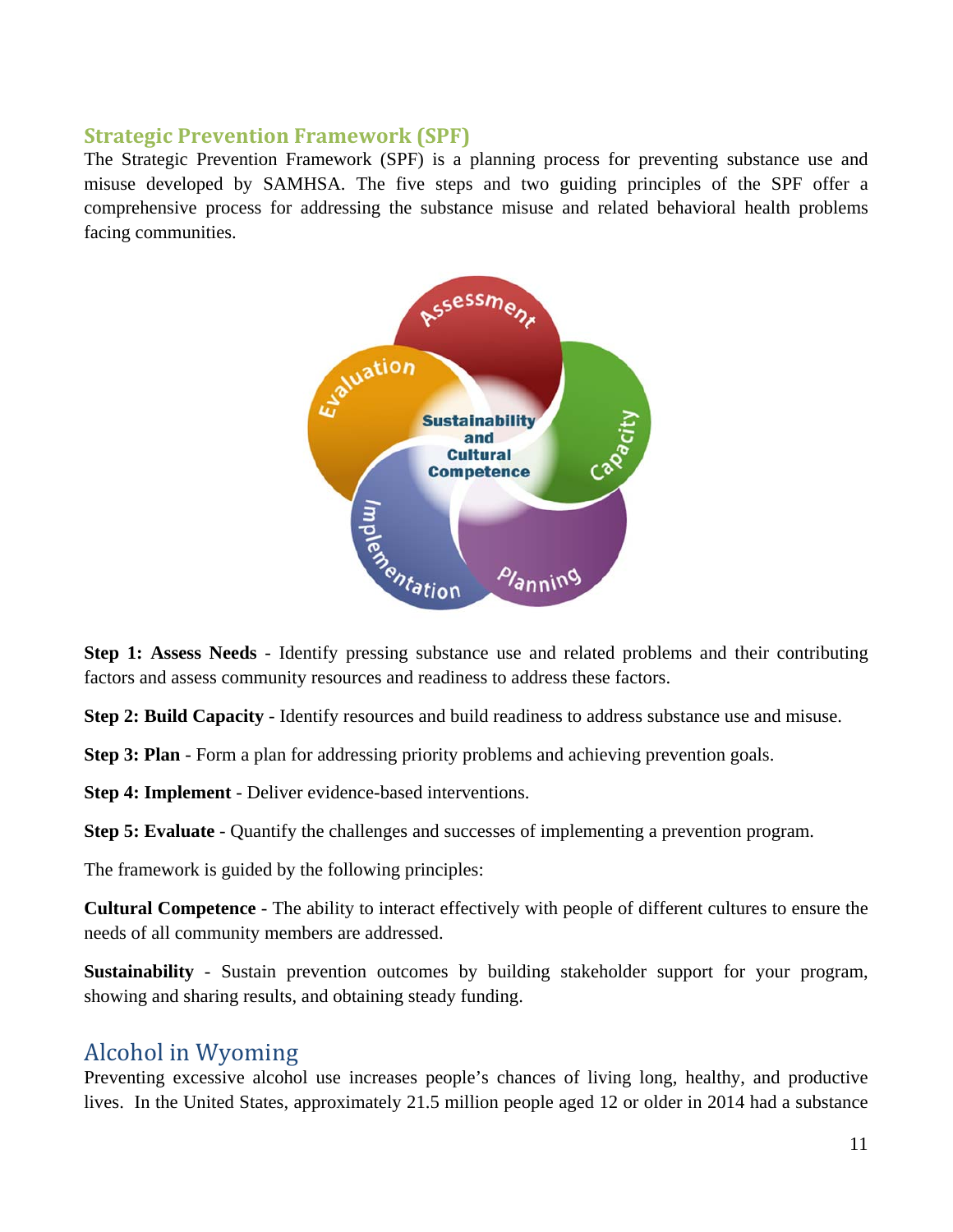## Strategic Prevention Framework (SPF)

The Strategic Prevention Framework (SPF) is a planning process for preventing substance use and misuse developed by SAMHSA. The five steps and two guiding principles of the SPF offer a comprehensive process for addressing the substance misuse and related behavioral health problems facing communities.

**Step 1: Assess Needs** - Identify pressing substance use and related problems and their contributing factors and assess community resources and readiness to address these factors.

**Step 2: Build Capacity** - Identify resources and build readiness to address substance use and misuse.

**Step 3: Plan** - Form a plan for addressing priority problems and achieving prevention goals.

**Step 4: Implement** - Deliver evidence-based interventions.

**Step 5: Evaluate** - Quantify the challenges and successes of implementing a prevention program.

The framework is guided by the following principles:

**Cultural Competence** - The ability to interact effectively with people of different cultures to ensure the needs of all community members are addressed.

**Sustainability** - Sustain prevention outcomes by building stakeholder support for your program, showing and sharing results, and obtaining steady funding.

## Alcohol in Wyoming

Preventing excessive alcohol use increases people's chances of living long, healthy, and productive lives. In the United States, approximately 21.5 million people aged 12 or older in 2014 had a substance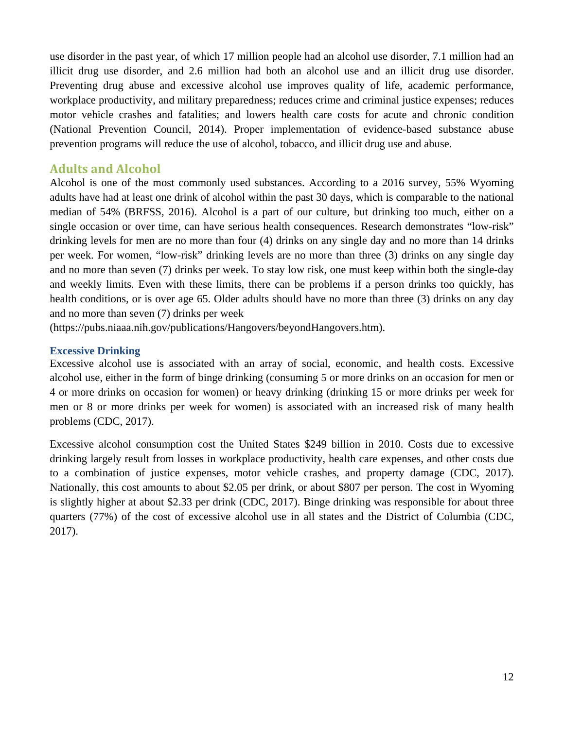use disorder in the past year, of which 17 million people had an alcohol use disorder, 7.1 million had an illicit drug use disorder, and 2.6 million had both an alcohol use and an illicit drug use disorder. Preventing drug abuse and excessive alcohol use improves quality of life, academic performance, workplace productivity, and military preparedness; reduces crime and criminal justice expenses; reduces motor vehicle crashes and fatalities; and lowers health care costs for acute and chronic condition (National Prevention Council, 2014). Proper implementation of evidence-based substance abuse prevention programs will reduce the use of alcohol, tobacco, and illicit drug use and abuse.

## Adults and Alcohol

Alcohol is one of the most commonly used substances. According to a 2016 survey, 55% Wyoming adults have had at least one drink of alcohol within the past 30 days, which is comparable to the national median of 54% (BRFSS, 2016). Alcohol is a part of our culture, but drinking too much, either on a single occasion or over time, can have serious health consequences. Research demonstrates "low-risk" drinking levels for men are no more than four (4) drinks on any single day and no more than 14 drinks per week. For women, "low-risk" drinking levels are no more than three (3) drinks on any single day and no more than seven (7) drinks per week. To stay low risk, one must keep within both the single-day and weekly limits. Even with these limits, there can be problems if a person drinks too quickly, has health conditions, or is over age 65. Older adults should have no more than three (3) drinks on any day and no more than seven (7) drinks per week (https://pubs.niaaa.nih.gov/publications/Hangovers/beyondHangovers.htm).

### Excessive Drinking

Excessive alcohol use is associated with an array of social, economic, and health costs. Excessive alcohol use, either in the form of binge drinking (consuming 5 or more drinks on an occasion for men or 4 or more drinks on occasion for women) or heavy drinking (drinking 15 or more drinks per week for men or 8 or more drinks per week for women) is associated with an increased risk of many health problems (CDC, 2017).

Excessive alcohol consumption cost the United States $249 billion in 2010. Costs due to excessive drinking largely result from losses in workplace productivity, health care expenses, and other costs due to a combination of justice expenses, motor vehicle crashes, and property damage (CDC, 2017). Nationally, this cost amounts to about $2.05 per drink, or about $807 per person. The cost in Wyoming is slightly higher at about $2.33 per drink (CDC, 2017). Binge drinking was responsible for about three quarters (77%) of the cost of excessive alcohol use in all states and the District of Columbia (CDC, 2017).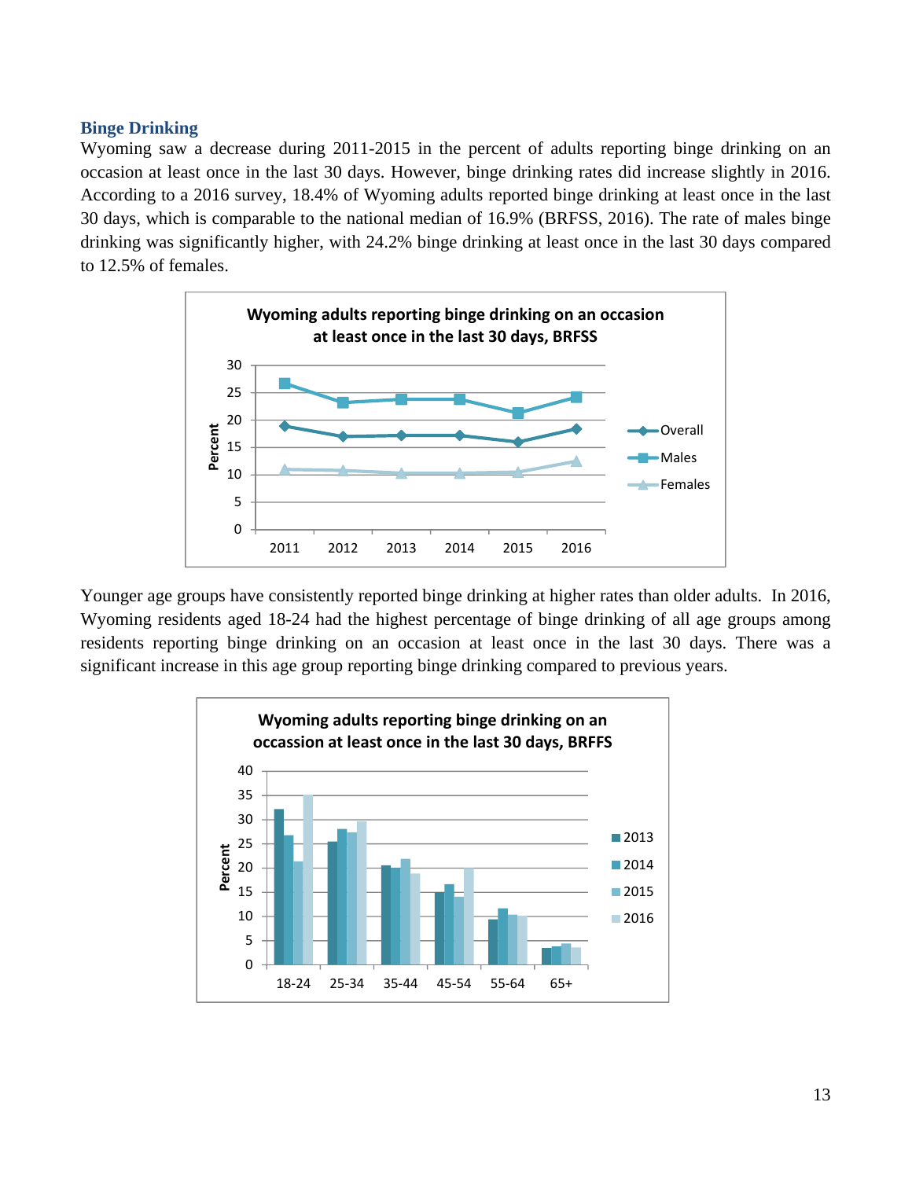### Binge Drinking

Wyoming saw a decrease during 2011-2015 in the percent of adults reporting binge drinking on an occasion at least once in the last 30 days. However, binge drinking rates did increase slightly in 2016. According to a 2016 survey, 18.4% of Wyoming adults reported binge drinking at least once in the last 30 days, which is comparable to the national median of 16.9% (BRFSS, 2016). The rate of males binge drinking was significantly higher, with 24.2% binge drinking at least once in the last 30 days compared to 12.5% of females.

Younger age groups have consistently reported binge drinking at higher rates than older adults. In 2016, Wyoming residents aged 18-24 had the highest percentage of binge drinking of all age groups among residents reporting binge drinking on an occasion at least once in the last 30 days. There was a significant increase in this age group reporting binge drinking compared to previous years.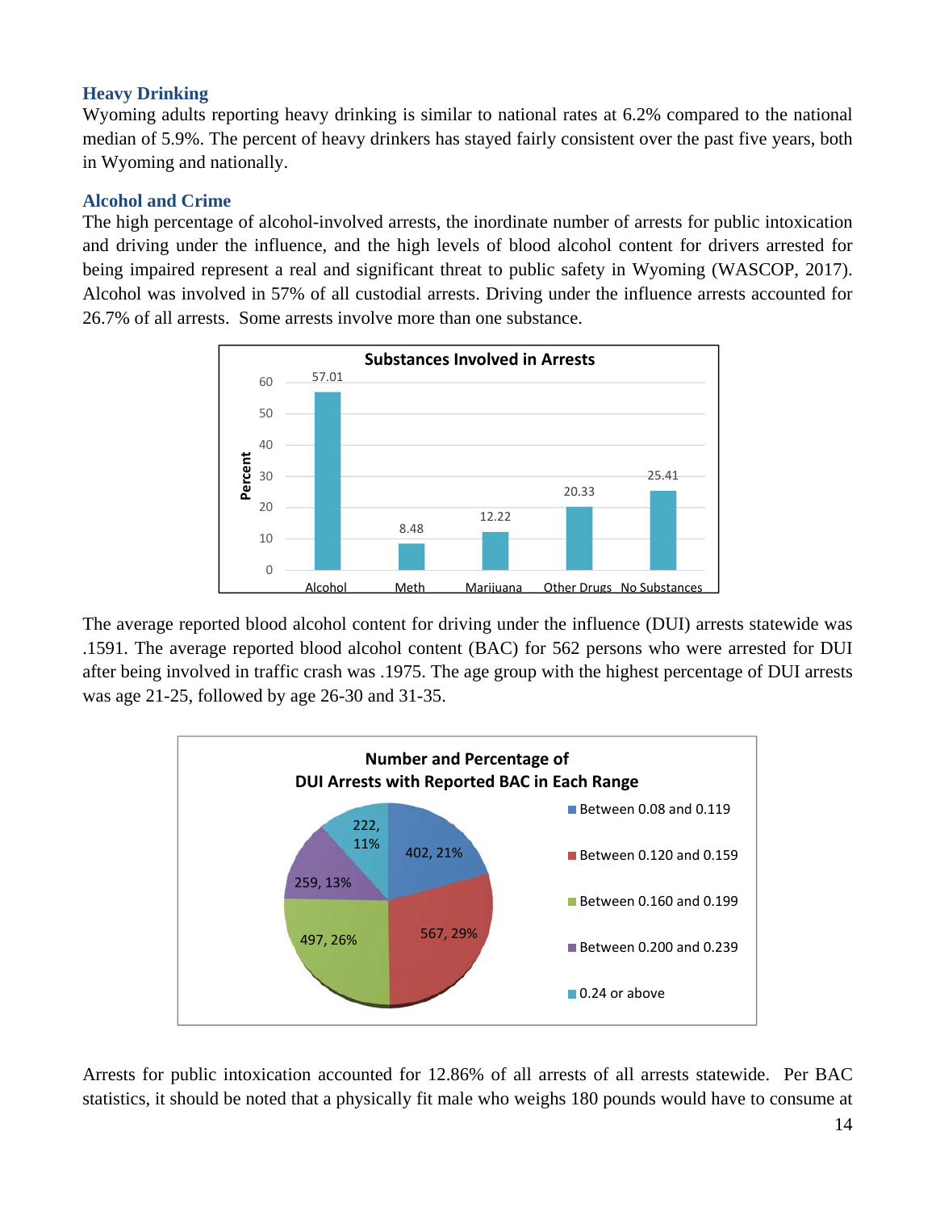### Heavy Drinking

Wyoming adults reporting heavy drinking is similar to national rates at 6.2% compared to the national median of 5.9%. The percent of heavy drinkers has stayed fairly consistent over the past five years, both in Wyoming and nationally.

### Alcohol and Crime

The high percentage of alcohol-involved arrests, the inordinate number of arrests for public intoxication and driving under the influence, and the high levels of blood alcohol content for drivers arrested for being impaired represent a real and significant threat to public safety in Wyoming (WASCOP, 2017). Alcohol was involved in 57% of all custodial arrests. Driving under the influence arrests accounted for 26.7% of all arrests. Some arrests involve more than one substance.

**Substances Involved in Arrests**

| Substance | Percent |
| --- | --- |
| Alcohol | 57.01 |
| Meth | 8.48 |
| Marijuana | 12.22 |
| Other Drugs | 20.33 |
| No Substances | 25.41 |

The average reported blood alcohol content for driving under the influence (DUI) arrests statewide was .1591. The average reported blood alcohol content (BAC) for 562 persons who were arrested for DUI after being involved in traffic crash was .1975. The age group with the highest percentage of DUI arrests was age 21-25, followed by age 26-30 and 31-35.

**Number and Percentage of DUI Arrests with Reported BAC in Each Range**

| BAC Range | Number | Percentage |
| --- | --- | --- |
| Between 0.08 and 0.119 | 402 | 21% |
| Between 0.120 and 0.159 | 567 | 29% |
| Between 0.160 and 0.199 | 497 | 26% |
| Between 0.200 and 0.239 | 259 | 13% |
| 0.24 or above | 222 | 11% |

Arrests for public intoxication accounted for 12.86% of all arrests of all arrests statewide. Per BAC statistics, it should be noted that a physically fit male who weighs 180 pounds would have to consume at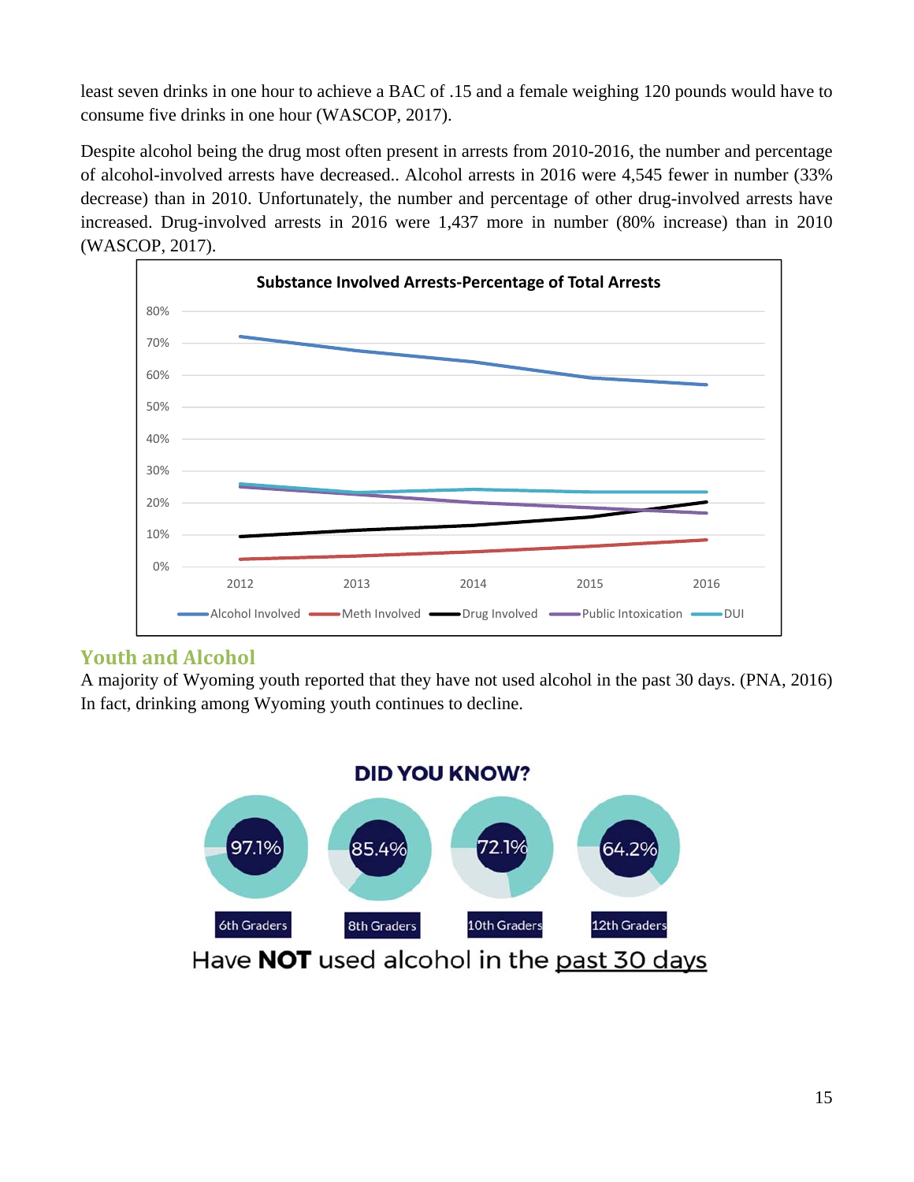least seven drinks in one hour to achieve a BAC of .15 and a female weighing 120 pounds would have to consume five drinks in one hour (WASCOP, 2017).

Despite alcohol being the drug most often present in arrests from 2010-2016, the number and percentage of alcohol-involved arrests have decreased.. Alcohol arrests in 2016 were 4,545 fewer in number (33% decrease) than in 2010. Unfortunately, the number and percentage of other drug-involved arrests have increased. Drug-involved arrests in 2016 were 1,437 more in number (80% increase) than in 2010 (WASCOP, 2017).

**Substance Involved Arrests-Percentage of Total Arrests**

## Youth and Alcohol

A majority of Wyoming youth reported that they have not used alcohol in the past 30 days. (PNA, 2016) In fact, drinking among Wyoming youth continues to decline.

**DID YOU KNOW?**

| 6th Graders | 8th Graders | 10th Graders | 12th Graders |
| --- | --- | --- | --- |
| 97.1% | 85.4% | 72.1% | 64.2% |

Have **NOT** used alcohol in the past 30 days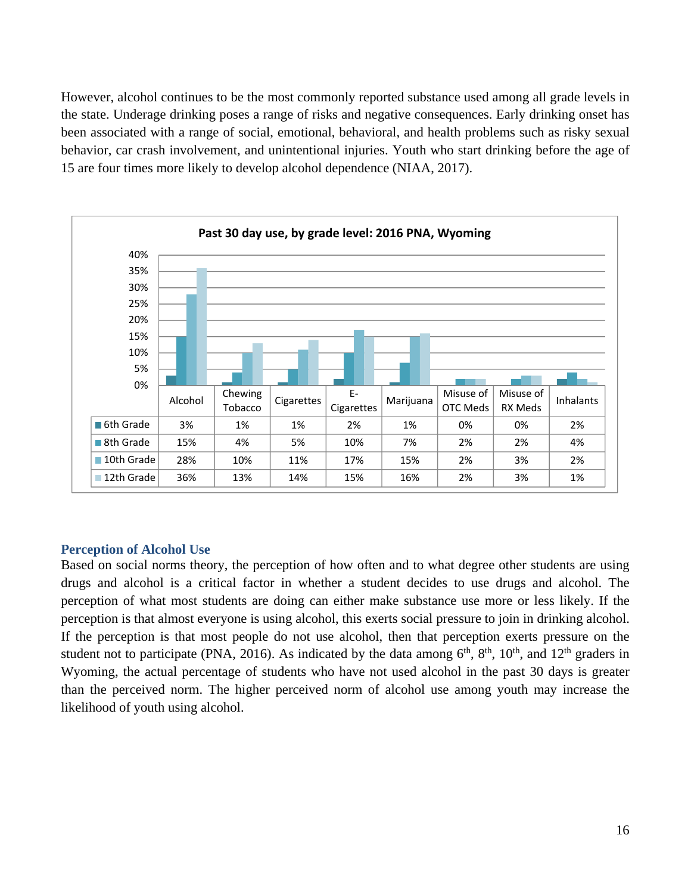However, alcohol continues to be the most commonly reported substance used among all grade levels in the state. Underage drinking poses a range of risks and negative consequences. Early drinking onset has been associated with a range of social, emotional, behavioral, and health problems such as risky sexual behavior, car crash involvement, and unintentional injuries. Youth who start drinking before the age of 15 are four times more likely to develop alcohol dependence (NIAA, 2017).

**Past 30 day use, by grade level: 2016 PNA, Wyoming**

| | Alcohol | Chewing Tobacco | Cigarettes | E-Cigarettes | Marijuana | Misuse of OTC Meds | Misuse of RX Meds | Inhalants |
|---|---|---|---|---|---|---|---|---|
| 6th Grade | 3% | 1% | 1% | 2% | 1% | 0% | 0% | 2% |
| 8th Grade | 15% | 4% | 5% | 10% | 7% | 2% | 2% | 4% |
| 10th Grade | 28% | 10% | 11% | 17% | 15% | 2% | 3% | 2% |
| 12th Grade | 36% | 13% | 14% | 15% | 16% | 2% | 3% | 1% |

### Perception of Alcohol Use

Based on social norms theory, the perception of how often and to what degree other students are using drugs and alcohol is a critical factor in whether a student decides to use drugs and alcohol. The perception of what most students are doing can either make substance use more or less likely. If the perception is that almost everyone is using alcohol, this exerts social pressure to join in drinking alcohol. If the perception is that most people do not use alcohol, then that perception exerts pressure on the student not to participate (PNA, 2016). As indicated by the data among 6th, 8th, 10th, and 12th graders in Wyoming, the actual percentage of students who have not used alcohol in the past 30 days is greater than the perceived norm. The higher perceived norm of alcohol use among youth may increase the likelihood of youth using alcohol.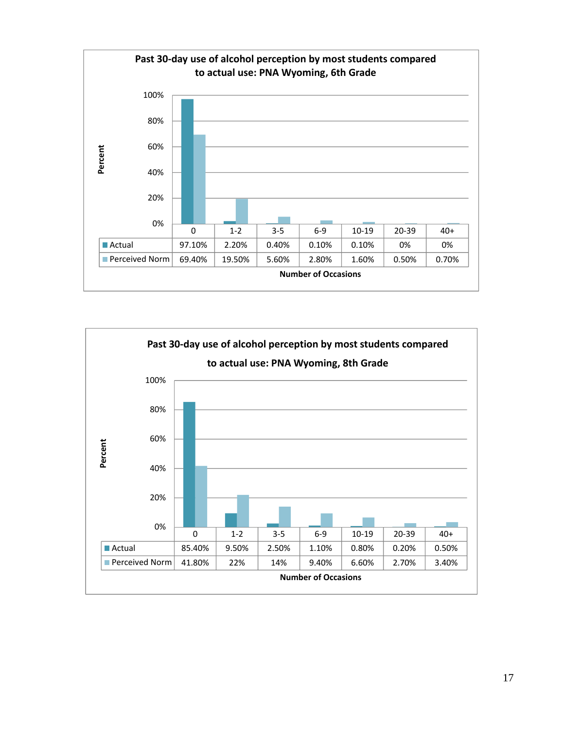**Past 30-day use of alcohol perception by most students compared to actual use: PNA Wyoming, 6th Grade**

| Number of Occasions | 0 | 1-2 | 3-5 | 6-9 | 10-19 | 20-39 | 40+ |
|---|---|---|---|---|---|---|---|
| Actual | 97.10% | 2.20% | 0.40% | 0.10% | 0.10% | 0% | 0% |
| Perceived Norm | 69.40% | 19.50% | 5.60% | 2.80% | 1.60% | 0.50% | 0.70% |

**Past 30-day use of alcohol perception by most students compared to actual use: PNA Wyoming, 8th Grade**

| Number of Occasions | 0 | 1-2 | 3-5 | 6-9 | 10-19 | 20-39 | 40+ |
|---|---|---|---|---|---|---|---|
| Actual | 85.40% | 9.50% | 2.50% | 1.10% | 0.80% | 0.20% | 0.50% |
| Perceived Norm | 41.80% | 22% | 14% | 9.40% | 6.60% | 2.70% | 3.40% |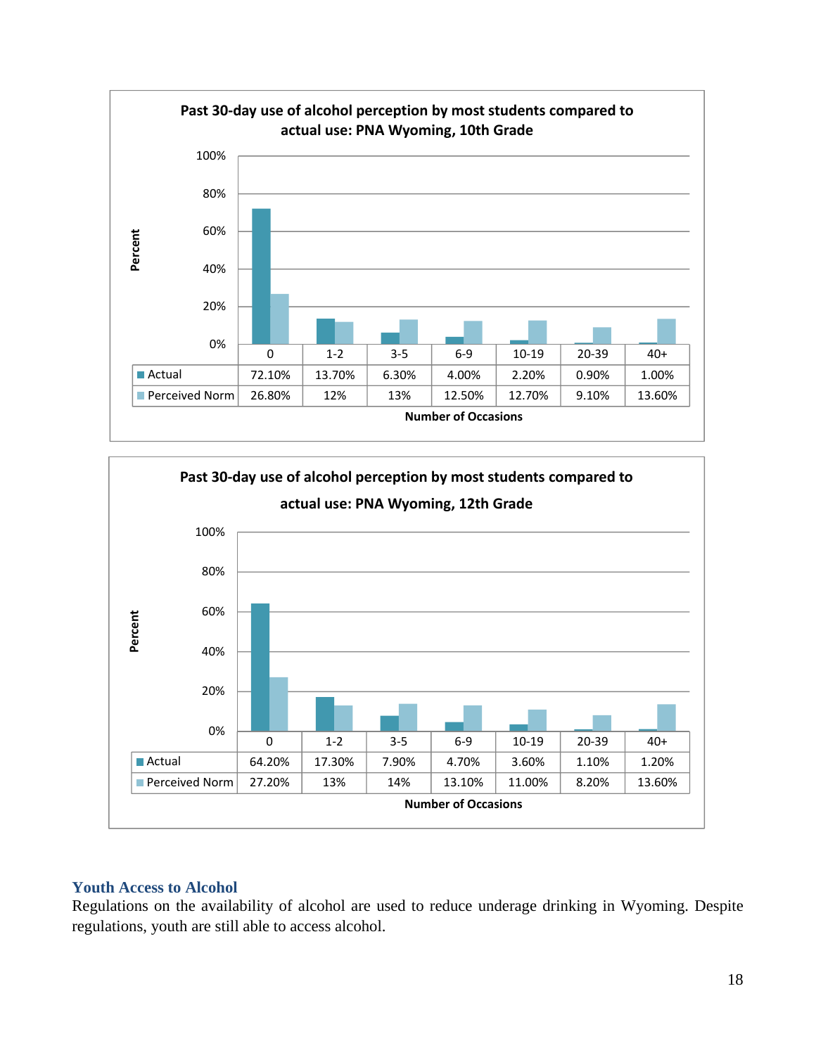**Past 30-day use of alcohol perception by most students compared to actual use: PNA Wyoming, 10th Grade**

| Number of Occasions | 0 | 1-2 | 3-5 | 6-9 | 10-19 | 20-39 | 40+ |
|---|---|---|---|---|---|---|---|
| Actual | 72.10% | 13.70% | 6.30% | 4.00% | 2.20% | 0.90% | 1.00% |
| Perceived Norm | 26.80% | 12% | 13% | 12.50% | 12.70% | 9.10% | 13.60% |

**Past 30-day use of alcohol perception by most students compared to actual use: PNA Wyoming, 12th Grade**

| Number of Occasions | 0 | 1-2 | 3-5 | 6-9 | 10-19 | 20-39 | 40+ |
|---|---|---|---|---|---|---|---|
| Actual | 64.20% | 17.30% | 7.90% | 4.70% | 3.60% | 1.10% | 1.20% |
| Perceived Norm | 27.20% | 13% | 14% | 13.10% | 11.00% | 8.20% | 13.60% |

## Youth Access to Alcohol

Regulations on the availability of alcohol are used to reduce underage drinking in Wyoming. Despite regulations, youth are still able to access alcohol.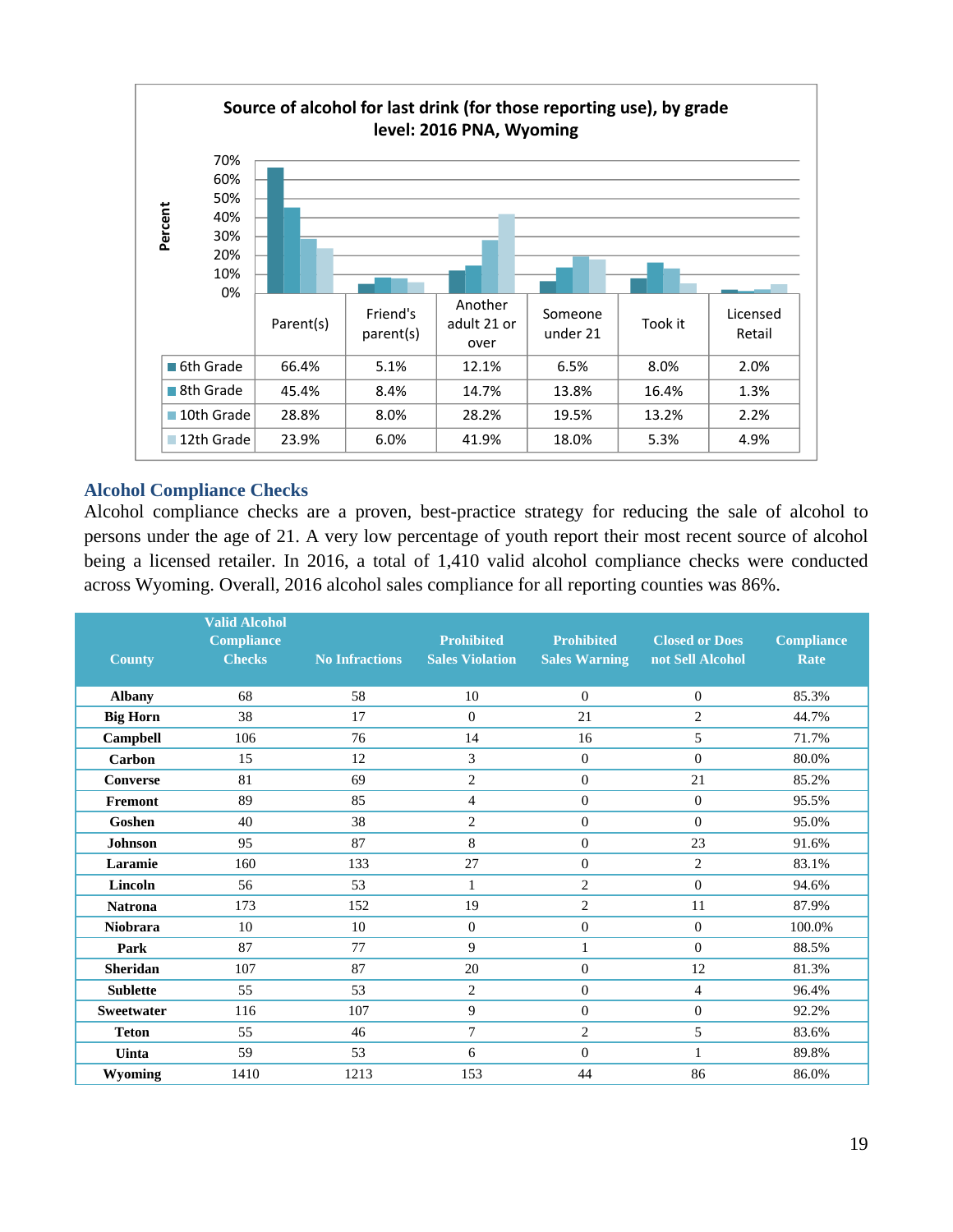**Source of alcohol for last drink (for those reporting use), by grade level: 2016 PNA, Wyoming**

| | Parent(s) | Friend's parent(s) | Another adult 21 or over | Someone under 21 | Took it | Licensed Retail |
|---|---|---|---|---|---|---|
| 6th Grade | 66.4% | 5.1% | 12.1% | 6.5% | 8.0% | 2.0% |
| 8th Grade | 45.4% | 8.4% | 14.7% | 13.8% | 16.4% | 1.3% |
| 10th Grade | 28.8% | 8.0% | 28.2% | 19.5% | 13.2% | 2.2% |
| 12th Grade | 23.9% | 6.0% | 41.9% | 18.0% | 5.3% | 4.9% |

### Alcohol Compliance Checks

Alcohol compliance checks are a proven, best-practice strategy for reducing the sale of alcohol to persons under the age of 21. A very low percentage of youth report their most recent source of alcohol being a licensed retailer. In 2016, a total of 1,410 valid alcohol compliance checks were conducted across Wyoming. Overall, 2016 alcohol sales compliance for all reporting counties was 86%.

| County | Valid Alcohol Compliance Checks | No Infractions | Prohibited Sales Violation | Prohibited Sales Warning | Closed or Does not Sell Alcohol | Compliance Rate |
|---|---|---|---|---|---|---|
| **Albany** | 68 | 58 | 10 | 0 | 0 | 85.3% |
| **Big Horn** | 38 | 17 | 0 | 21 | 2 | 44.7% |
| **Campbell** | 106 | 76 | 14 | 16 | 5 | 71.7% |
| **Carbon** | 15 | 12 | 3 | 0 | 0 | 80.0% |
| **Converse** | 81 | 69 | 2 | 0 | 21 | 85.2% |
| **Fremont** | 89 | 85 | 4 | 0 | 0 | 95.5% |
| **Goshen** | 40 | 38 | 2 | 0 | 0 | 95.0% |
| **Johnson** | 95 | 87 | 8 | 0 | 23 | 91.6% |
| **Laramie** | 160 | 133 | 27 | 0 | 2 | 83.1% |
| **Lincoln** | 56 | 53 | 1 | 2 | 0 | 94.6% |
| **Natrona** | 173 | 152 | 19 | 2 | 11 | 87.9% |
| **Niobrara** | 10 | 10 | 0 | 0 | 0 | 100.0% |
| **Park** | 87 | 77 | 9 | 1 | 0 | 88.5% |
| **Sheridan** | 107 | 87 | 20 | 0 | 12 | 81.3% |
| **Sublette** | 55 | 53 | 2 | 0 | 4 | 96.4% |
| **Sweetwater** | 116 | 107 | 9 | 0 | 0 | 92.2% |
| **Teton** | 55 | 46 | 7 | 2 | 5 | 83.6% |
| **Uinta** | 59 | 53 | 6 | 0 | 1 | 89.8% |
| **Wyoming** | 1410 | 1213 | 153 | 44 | 86 | 86.0% |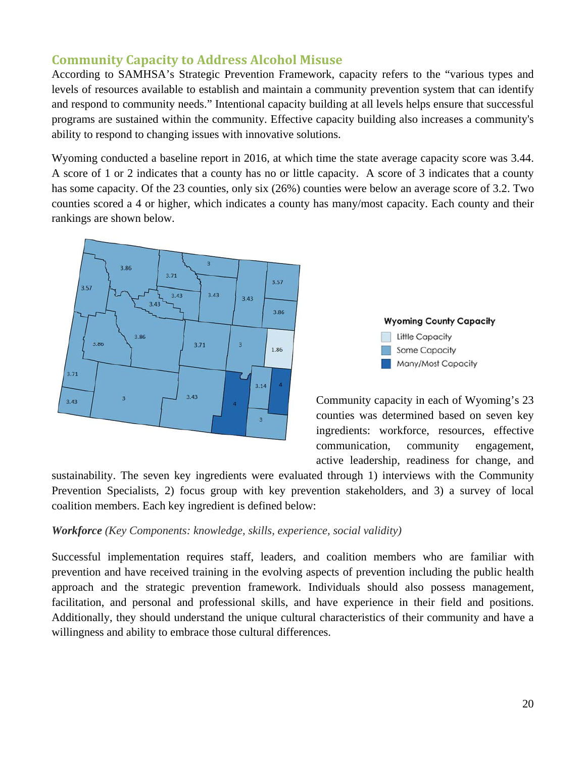## Community Capacity to Address Alcohol Misuse

According to SAMHSA's Strategic Prevention Framework, capacity refers to the "various types and levels of resources available to establish and maintain a community prevention system that can identify and respond to community needs." Intentional capacity building at all levels helps ensure that successful programs are sustained within the community. Effective capacity building also increases a community's ability to respond to changing issues with innovative solutions.

Wyoming conducted a baseline report in 2016, at which time the state average capacity score was 3.44. A score of 1 or 2 indicates that a county has no or little capacity. A score of 3 indicates that a county has some capacity. Of the 23 counties, only six (26%) counties were below an average score of 3.2. Two counties scored a 4 or higher, which indicates a county has many/most capacity. Each county and their rankings are shown below.

Wyoming County Capacity

- Little Capacity
- Some Capacity
- Many/Most Capacity

Community capacity in each of Wyoming's 23 counties was determined based on seven key ingredients: workforce, resources, effective communication, community engagement, active leadership, readiness for change, and sustainability. The seven key ingredients were evaluated through 1) interviews with the Community Prevention Specialists, 2) focus group with key prevention stakeholders, and 3) a survey of local coalition members. Each key ingredient is defined below:

***Workforce*** *(Key Components: knowledge, skills, experience, social validity)*

Successful implementation requires staff, leaders, and coalition members who are familiar with prevention and have received training in the evolving aspects of prevention including the public health approach and the strategic prevention framework. Individuals should also possess management, facilitation, and personal and professional skills, and have experience in their field and positions. Additionally, they should understand the unique cultural characteristics of their community and have a willingness and ability to embrace those cultural differences.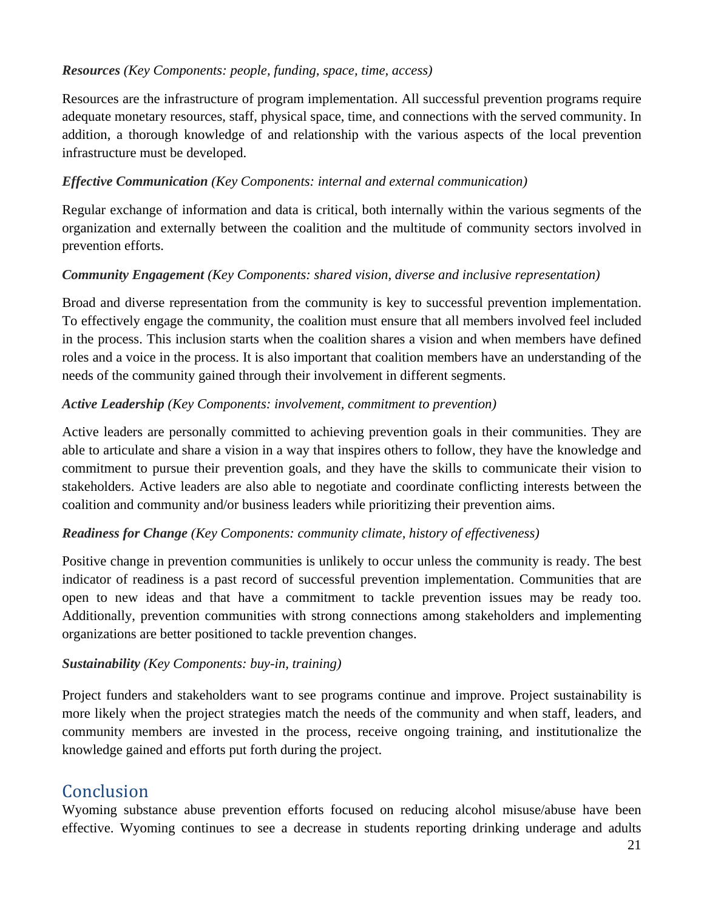***Resources*** *(Key Components: people, funding, space, time, access)*

Resources are the infrastructure of program implementation. All successful prevention programs require adequate monetary resources, staff, physical space, time, and connections with the served community. In addition, a thorough knowledge of and relationship with the various aspects of the local prevention infrastructure must be developed.

***Effective Communication*** *(Key Components: internal and external communication)*

Regular exchange of information and data is critical, both internally within the various segments of the organization and externally between the coalition and the multitude of community sectors involved in prevention efforts.

***Community Engagement*** *(Key Components: shared vision, diverse and inclusive representation)*

Broad and diverse representation from the community is key to successful prevention implementation. To effectively engage the community, the coalition must ensure that all members involved feel included in the process. This inclusion starts when the coalition shares a vision and when members have defined roles and a voice in the process. It is also important that coalition members have an understanding of the needs of the community gained through their involvement in different segments.

***Active Leadership*** *(Key Components: involvement, commitment to prevention)*

Active leaders are personally committed to achieving prevention goals in their communities. They are able to articulate and share a vision in a way that inspires others to follow, they have the knowledge and commitment to pursue their prevention goals, and they have the skills to communicate their vision to stakeholders. Active leaders are also able to negotiate and coordinate conflicting interests between the coalition and community and/or business leaders while prioritizing their prevention aims.

***Readiness for Change*** *(Key Components: community climate, history of effectiveness)*

Positive change in prevention communities is unlikely to occur unless the community is ready. The best indicator of readiness is a past record of successful prevention implementation. Communities that are open to new ideas and that have a commitment to tackle prevention issues may be ready too. Additionally, prevention communities with strong connections among stakeholders and implementing organizations are better positioned to tackle prevention changes.

***Sustainability*** *(Key Components: buy-in, training)*

Project funders and stakeholders want to see programs continue and improve. Project sustainability is more likely when the project strategies match the needs of the community and when staff, leaders, and community members are invested in the process, receive ongoing training, and institutionalize the knowledge gained and efforts put forth during the project.

## Conclusion

Wyoming substance abuse prevention efforts focused on reducing alcohol misuse/abuse have been effective. Wyoming continues to see a decrease in students reporting drinking underage and adults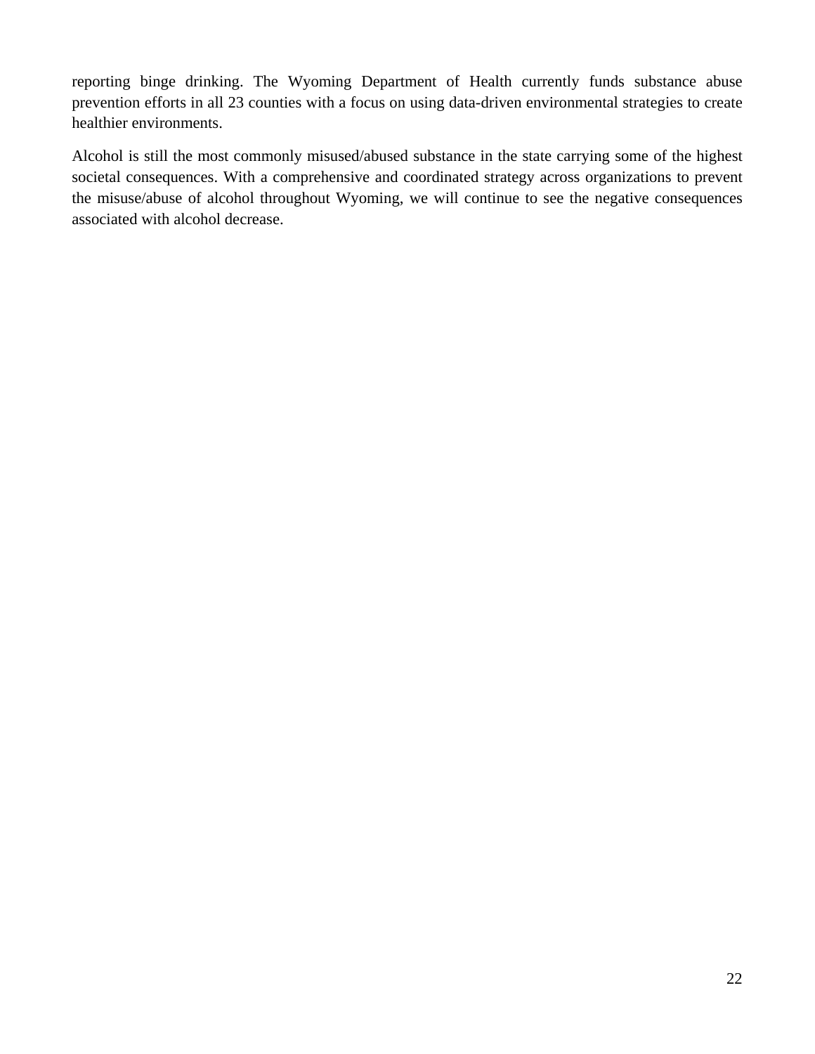reporting binge drinking. The Wyoming Department of Health currently funds substance abuse prevention efforts in all 23 counties with a focus on using data-driven environmental strategies to create healthier environments.

Alcohol is still the most commonly misused/abused substance in the state carrying some of the highest societal consequences. With a comprehensive and coordinated strategy across organizations to prevent the misuse/abuse of alcohol throughout Wyoming, we will continue to see the negative consequences associated with alcohol decrease.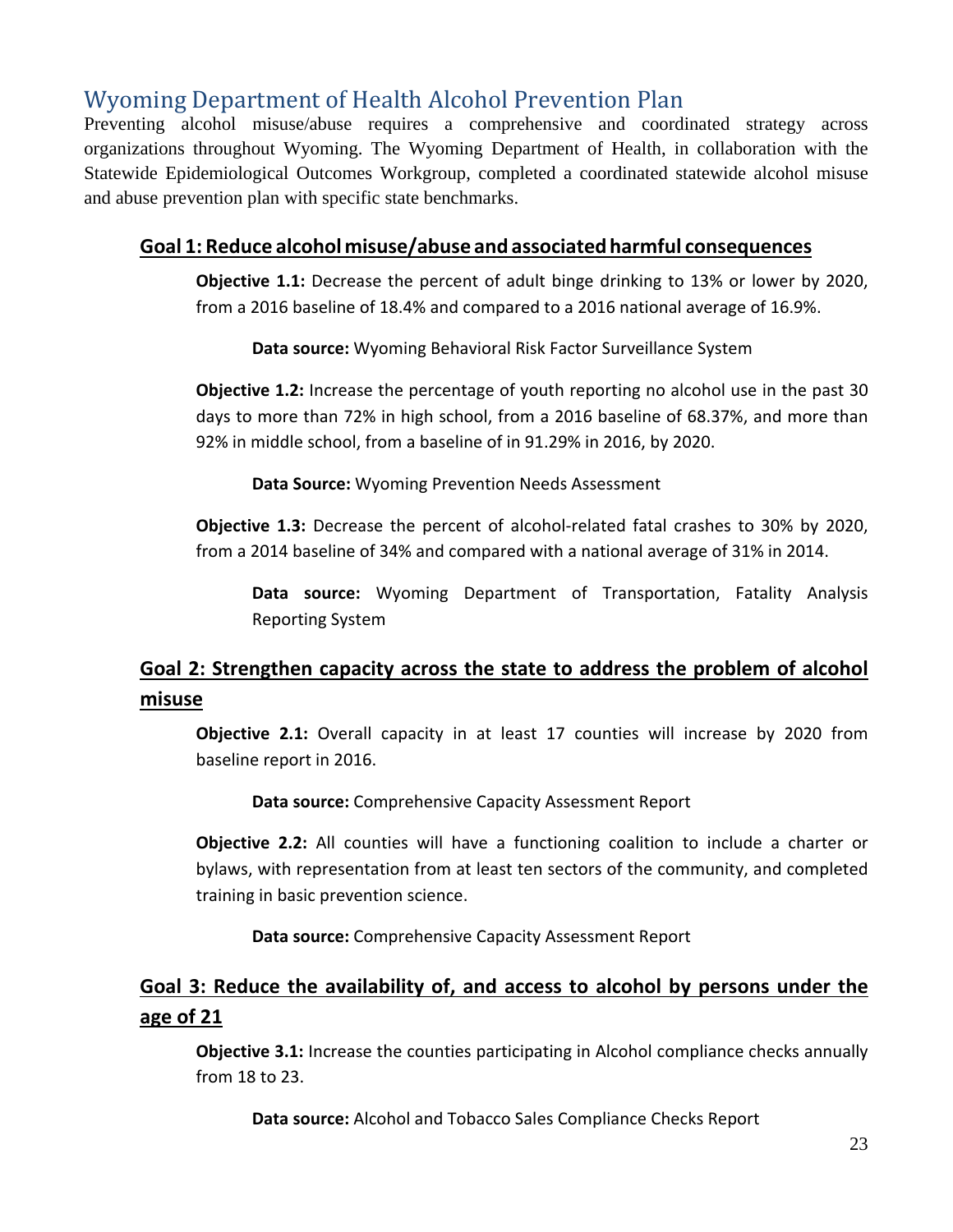## Wyoming Department of Health Alcohol Prevention Plan

Preventing alcohol misuse/abuse requires a comprehensive and coordinated strategy across organizations throughout Wyoming. The Wyoming Department of Health, in collaboration with the Statewide Epidemiological Outcomes Workgroup, completed a coordinated statewide alcohol misuse and abuse prevention plan with specific state benchmarks.

### Goal 1: Reduce alcohol misuse/abuse and associated harmful consequences

**Objective 1.1:** Decrease the percent of adult binge drinking to 13% or lower by 2020, from a 2016 baseline of 18.4% and compared to a 2016 national average of 16.9%.

**Data source:** Wyoming Behavioral Risk Factor Surveillance System

**Objective 1.2:** Increase the percentage of youth reporting no alcohol use in the past 30 days to more than 72% in high school, from a 2016 baseline of 68.37%, and more than 92% in middle school, from a baseline of in 91.29% in 2016, by 2020.

**Data Source:** Wyoming Prevention Needs Assessment

**Objective 1.3:** Decrease the percent of alcohol-related fatal crashes to 30% by 2020, from a 2014 baseline of 34% and compared with a national average of 31% in 2014.

**Data source:** Wyoming Department of Transportation, Fatality Analysis Reporting System

### Goal 2: Strengthen capacity across the state to address the problem of alcohol misuse

**Objective 2.1:** Overall capacity in at least 17 counties will increase by 2020 from baseline report in 2016.

**Data source:** Comprehensive Capacity Assessment Report

**Objective 2.2:** All counties will have a functioning coalition to include a charter or bylaws, with representation from at least ten sectors of the community, and completed training in basic prevention science.

**Data source:** Comprehensive Capacity Assessment Report

### Goal 3: Reduce the availability of, and access to alcohol by persons under the age of 21

**Objective 3.1:** Increase the counties participating in Alcohol compliance checks annually from 18 to 23.

**Data source:** Alcohol and Tobacco Sales Compliance Checks Report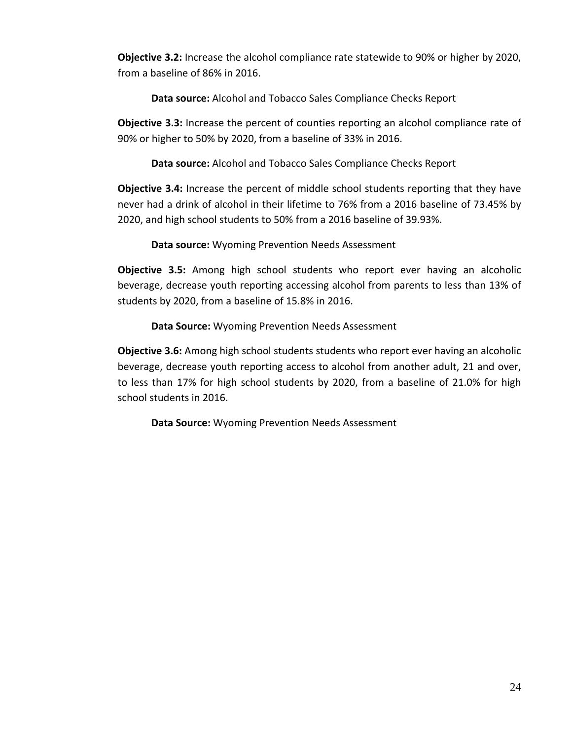**Objective 3.2:** Increase the alcohol compliance rate statewide to 90% or higher by 2020, from a baseline of 86% in 2016.

**Data source:** Alcohol and Tobacco Sales Compliance Checks Report

**Objective 3.3:** Increase the percent of counties reporting an alcohol compliance rate of 90% or higher to 50% by 2020, from a baseline of 33% in 2016.

**Data source:** Alcohol and Tobacco Sales Compliance Checks Report

**Objective 3.4:** Increase the percent of middle school students reporting that they have never had a drink of alcohol in their lifetime to 76% from a 2016 baseline of 73.45% by 2020, and high school students to 50% from a 2016 baseline of 39.93%.

**Data source:** Wyoming Prevention Needs Assessment

**Objective 3.5:** Among high school students who report ever having an alcoholic beverage, decrease youth reporting accessing alcohol from parents to less than 13% of students by 2020, from a baseline of 15.8% in 2016.

**Data Source:** Wyoming Prevention Needs Assessment

**Objective 3.6:** Among high school students students who report ever having an alcoholic beverage, decrease youth reporting access to alcohol from another adult, 21 and over, to less than 17% for high school students by 2020, from a baseline of 21.0% for high school students in 2016.

**Data Source:** Wyoming Prevention Needs Assessment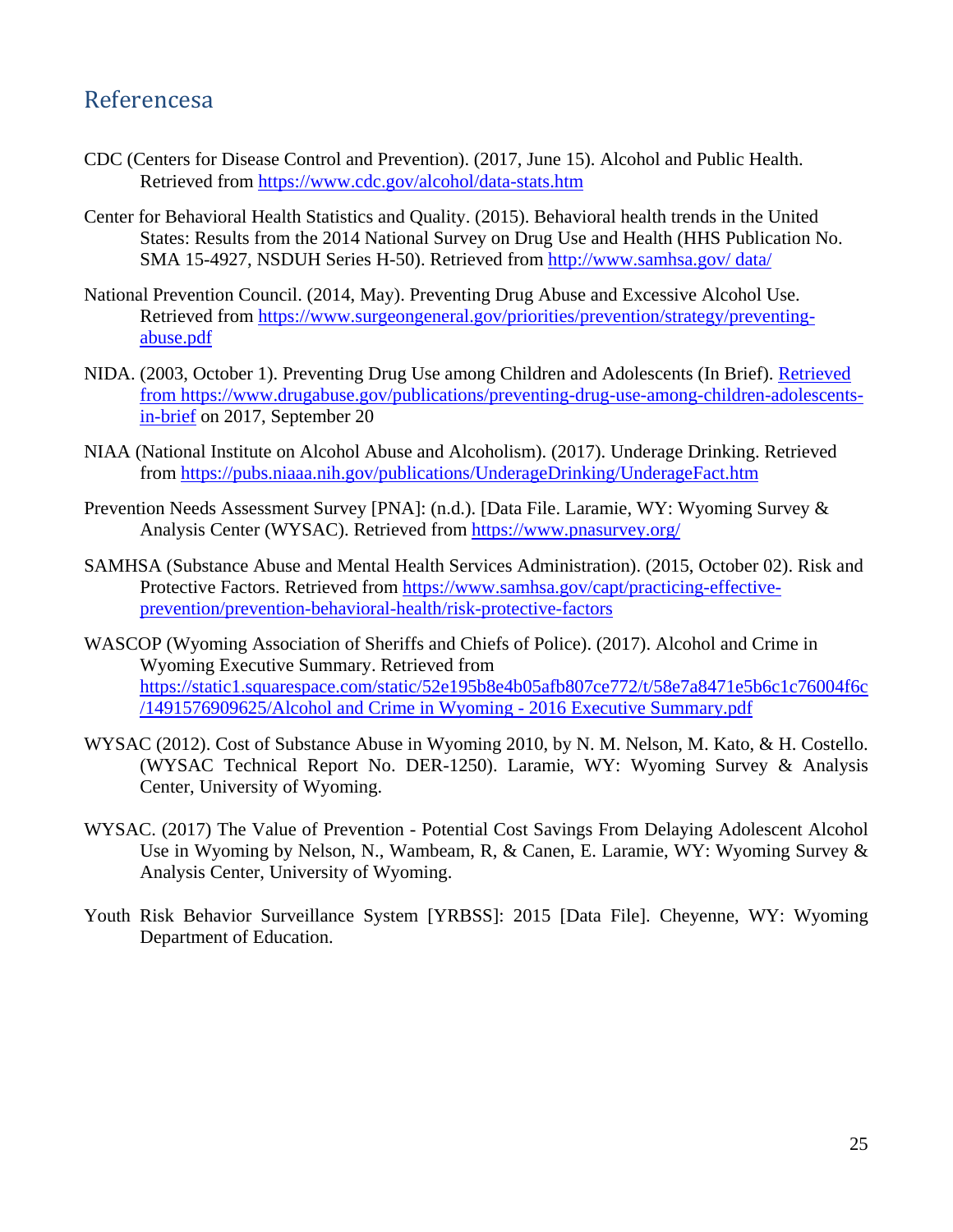## Referencesa

CDC (Centers for Disease Control and Prevention). (2017, June 15). Alcohol and Public Health. Retrieved from https://www.cdc.gov/alcohol/data-stats.htm

Center for Behavioral Health Statistics and Quality. (2015). Behavioral health trends in the United States: Results from the 2014 National Survey on Drug Use and Health (HHS Publication No. SMA 15-4927, NSDUH Series H-50). Retrieved from http://www.samhsa.gov/ data/

National Prevention Council. (2014, May). Preventing Drug Abuse and Excessive Alcohol Use. Retrieved from https://www.surgeongeneral.gov/priorities/prevention/strategy/preventing-abuse.pdf

NIDA. (2003, October 1). Preventing Drug Use among Children and Adolescents (In Brief). Retrieved from https://www.drugabuse.gov/publications/preventing-drug-use-among-children-adolescents-in-brief on 2017, September 20

NIAA (National Institute on Alcohol Abuse and Alcoholism). (2017). Underage Drinking. Retrieved from https://pubs.niaaa.nih.gov/publications/UnderageDrinking/UnderageFact.htm

Prevention Needs Assessment Survey [PNA]: (n.d.). [Data File. Laramie, WY: Wyoming Survey & Analysis Center (WYSAC). Retrieved from https://www.pnasurvey.org/

SAMHSA (Substance Abuse and Mental Health Services Administration). (2015, October 02). Risk and Protective Factors. Retrieved from https://www.samhsa.gov/capt/practicing-effective-prevention/prevention-behavioral-health/risk-protective-factors

WASCOP (Wyoming Association of Sheriffs and Chiefs of Police). (2017). Alcohol and Crime in Wyoming Executive Summary. Retrieved from https://static1.squarespace.com/static/52e195b8e4b05afb807ce772/t/58e7a8471e5b6c1c76004f6c/1491576909625/Alcohol and Crime in Wyoming - 2016 Executive Summary.pdf

WYSAC (2012). Cost of Substance Abuse in Wyoming 2010, by N. M. Nelson, M. Kato, & H. Costello. (WYSAC Technical Report No. DER-1250). Laramie, WY: Wyoming Survey & Analysis Center, University of Wyoming.

WYSAC. (2017) The Value of Prevention - Potential Cost Savings From Delaying Adolescent Alcohol Use in Wyoming by Nelson, N., Wambeam, R, & Canen, E. Laramie, WY: Wyoming Survey & Analysis Center, University of Wyoming.

Youth Risk Behavior Surveillance System [YRBSS]: 2015 [Data File]. Cheyenne, WY: Wyoming Department of Education.